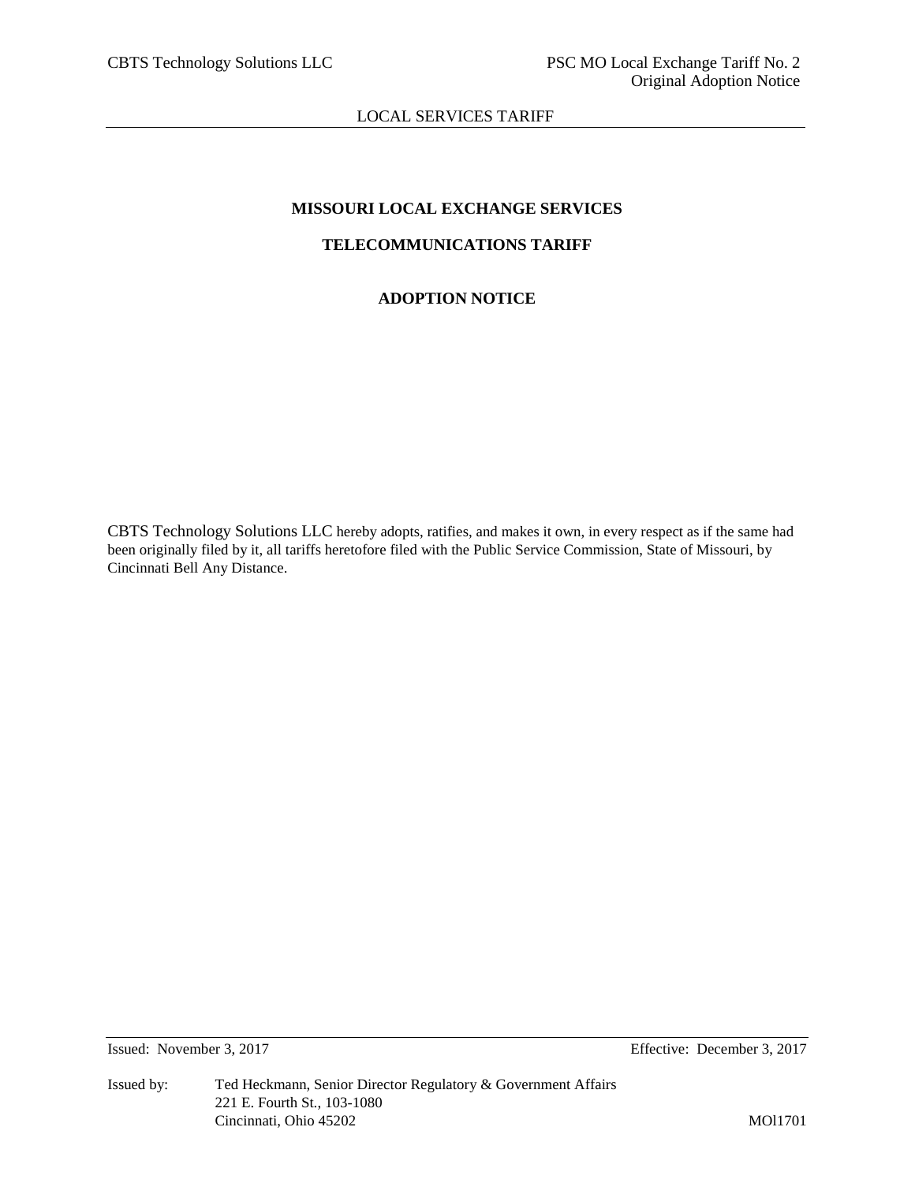# MISSOURI LOCAL EXCHANGE SERVICES

## TELECOMMUNICATIONS TARIFF

## ADOPTION NOTICE

CBTS Technology Solutions LLC hereby adopts, ratifies, and makes it own, in every respect as if the same had been originally filed by it, all tariffs heretofore filed with the Public Service Commission, State of Missouri, by Cincinnati Bell Any Distance.

Issued: November 3, 2017 Effective: December 3, 2017

Issued by: Ted Heckmann, Senior Director Regulatory & Government Affairs
221 E. Fourth St., 103-1080
Cincinnati, Ohio 45202

MOl1701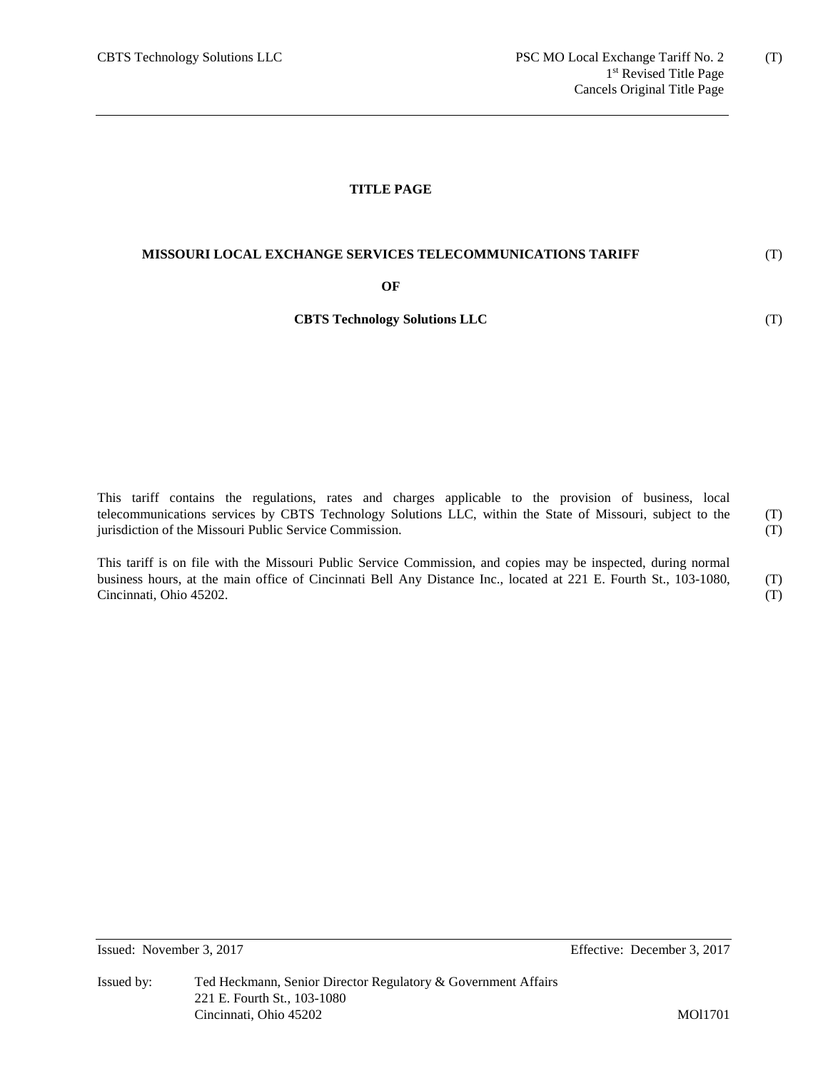**TITLE PAGE**

**MISSOURI LOCAL EXCHANGE SERVICES TELECOMMUNICATIONS TARIFF** (T)

**OF**

**CBTS Technology Solutions LLC** (T)

This tariff contains the regulations, rates and charges applicable to the provision of business, local telecommunications services by CBTS Technology Solutions LLC, within the State of Missouri, subject to the jurisdiction of the Missouri Public Service Commission. (T) (T)

This tariff is on file with the Missouri Public Service Commission, and copies may be inspected, during normal business hours, at the main office of Cincinnati Bell Any Distance Inc., located at 221 E. Fourth St., 103-1080, Cincinnati, Ohio 45202. (T) (T)

Issued: November 3, 2017 Effective: December 3, 2017

Issued by: Ted Heckmann, Senior Director Regulatory & Government Affairs
221 E. Fourth St., 103-1080
Cincinnati, Ohio 45202 MOl1701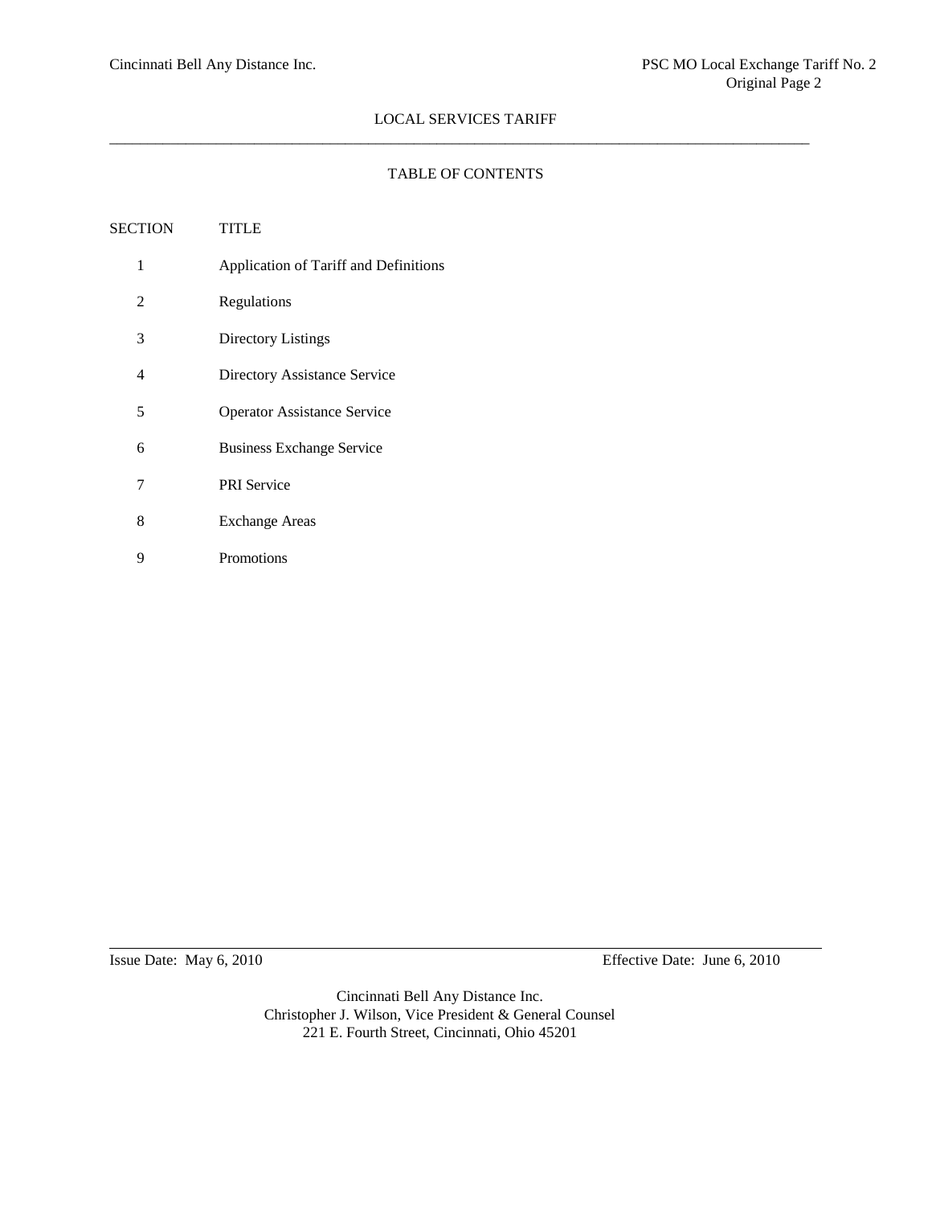# TABLE OF CONTENTS

| SECTION | TITLE |
|---|---|
| 1 | Application of Tariff and Definitions |
| 2 | Regulations |
| 3 | Directory Listings |
| 4 | Directory Assistance Service |
| 5 | Operator Assistance Service |
| 6 | Business Exchange Service |
| 7 | PRI Service |
| 8 | Exchange Areas |
| 9 | Promotions |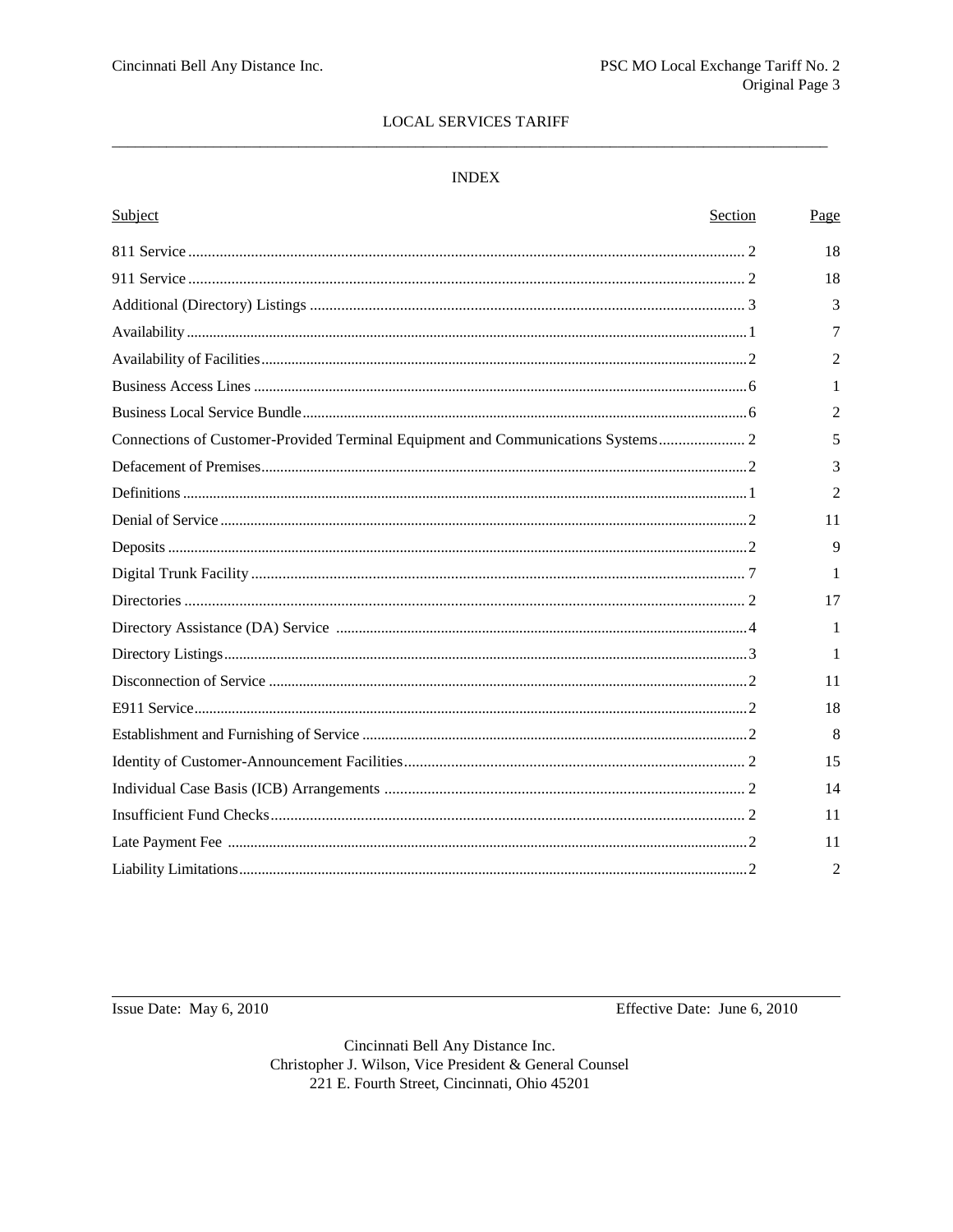LOCAL SERVICES TARIFF

INDEX

| Subject | Section | Page |
|---|---|---|
| 811 Service | 2 | 18 |
| 911 Service | 2 | 18 |
| Additional (Directory) Listings | 3 | 3 |
| Availability | 1 | 7 |
| Availability of Facilities | 2 | 2 |
| Business Access Lines | 6 | 1 |
| Business Local Service Bundle | 6 | 2 |
| Connections of Customer-Provided Terminal Equipment and Communications Systems | 2 | 5 |
| Defacement of Premises | 2 | 3 |
| Definitions | 1 | 2 |
| Denial of Service | 2 | 11 |
| Deposits | 2 | 9 |
| Digital Trunk Facility | 7 | 1 |
| Directories | 2 | 17 |
| Directory Assistance (DA) Service | 4 | 1 |
| Directory Listings | 3 | 1 |
| Disconnection of Service | 2 | 11 |
| E911 Service | 2 | 18 |
| Establishment and Furnishing of Service | 2 | 8 |
| Identity of Customer-Announcement Facilities | 2 | 15 |
| Individual Case Basis (ICB) Arrangements | 2 | 14 |
| Insufficient Fund Checks | 2 | 11 |
| Late Payment Fee | 2 | 11 |
| Liability Limitations | 2 | 2 |

Issue Date: May 6, 2010

Effective Date: June 6, 2010

Cincinnati Bell Any Distance Inc.
Christopher J. Wilson, Vice President & General Counsel
221 E. Fourth Street, Cincinnati, Ohio 45201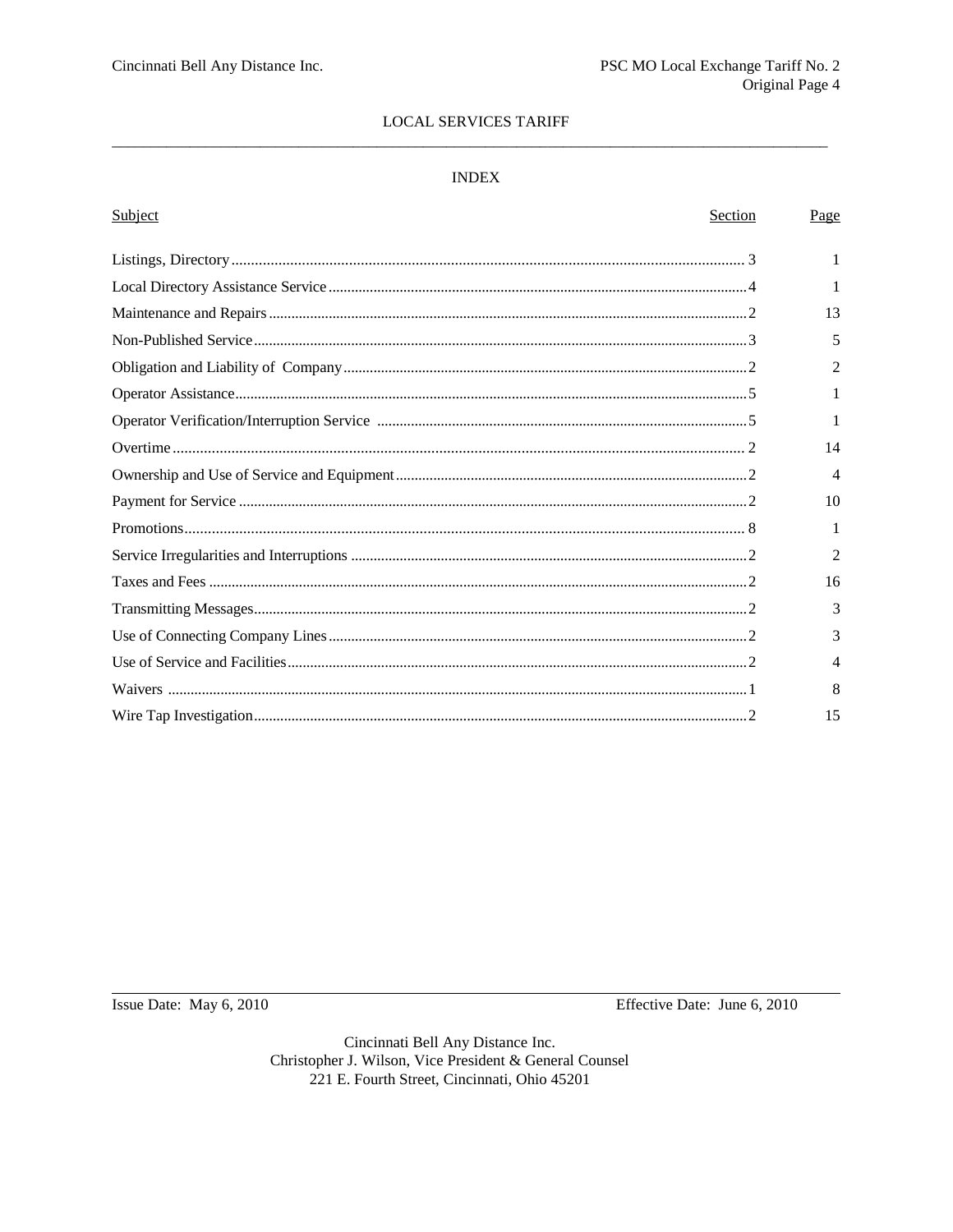LOCAL SERVICES TARIFF

## INDEX

| Subject | Section | Page |
|---|---|---|
| Listings, Directory | 3 | 1 |
| Local Directory Assistance Service | 4 | 1 |
| Maintenance and Repairs | 2 | 13 |
| Non-Published Service | 3 | 5 |
| Obligation and Liability of Company | 2 | 2 |
| Operator Assistance | 5 | 1 |
| Operator Verification/Interruption Service | 5 | 1 |
| Overtime | 2 | 14 |
| Ownership and Use of Service and Equipment | 2 | 4 |
| Payment for Service | 2 | 10 |
| Promotions | 8 | 1 |
| Service Irregularities and Interruptions | 2 | 2 |
| Taxes and Fees | 2 | 16 |
| Transmitting Messages | 2 | 3 |
| Use of Connecting Company Lines | 2 | 3 |
| Use of Service and Facilities | 2 | 4 |
| Waivers | 1 | 8 |
| Wire Tap Investigation | 2 | 15 |

Issue Date: May 6, 2010

Effective Date: June 6, 2010

Cincinnati Bell Any Distance Inc.
Christopher J. Wilson, Vice President & General Counsel
221 E. Fourth Street, Cincinnati, Ohio 45201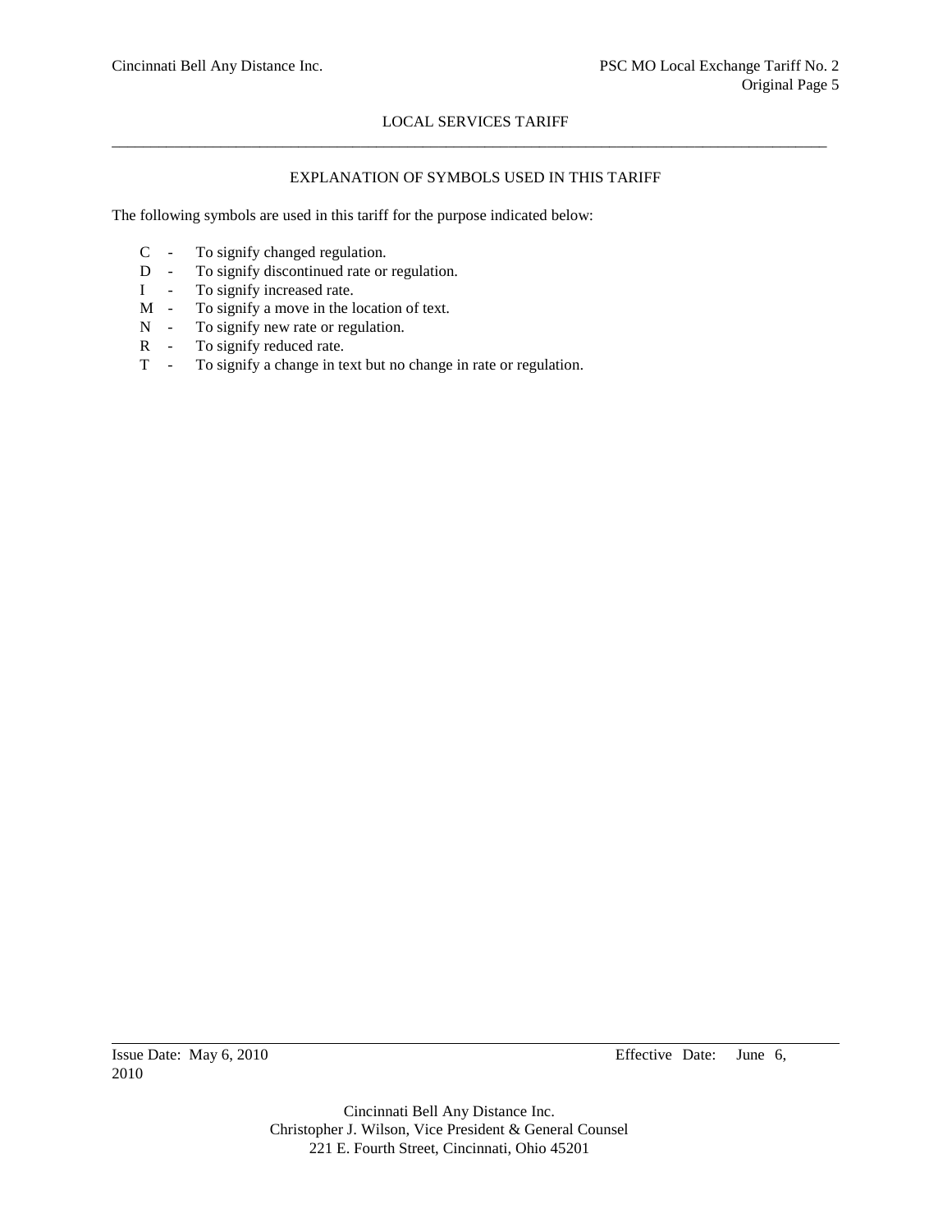## EXPLANATION OF SYMBOLS USED IN THIS TARIFF

The following symbols are used in this tariff for the purpose indicated below:

- C - To signify changed regulation.
- D - To signify discontinued rate or regulation.
- I - To signify increased rate.
- M - To signify a move in the location of text.
- N - To signify new rate or regulation.
- R - To signify reduced rate.
- T - To signify a change in text but no change in rate or regulation.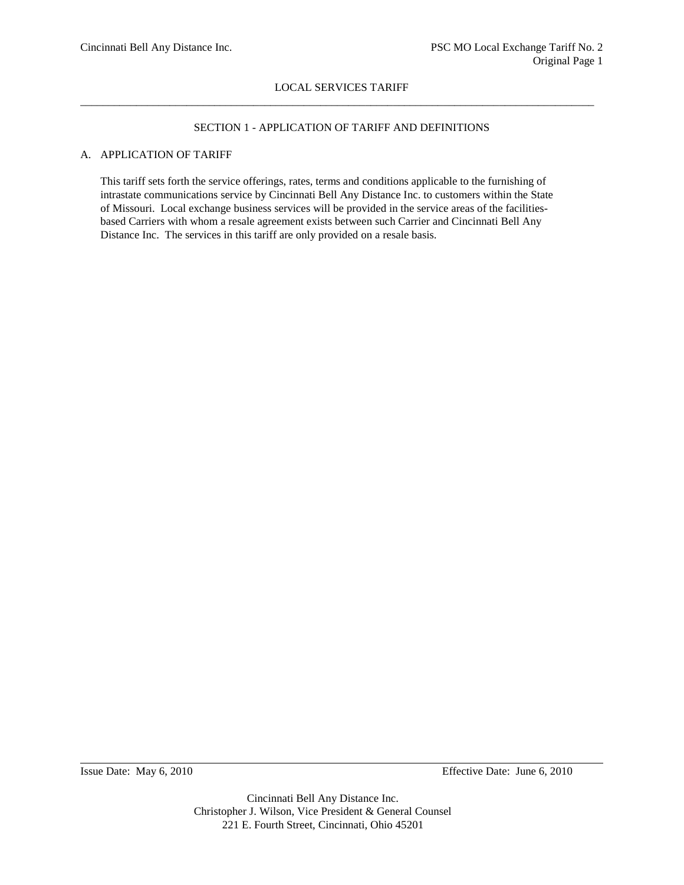LOCAL SERVICES TARIFF

## SECTION 1 - APPLICATION OF TARIFF AND DEFINITIONS

### A. APPLICATION OF TARIFF

This tariff sets forth the service offerings, rates, terms and conditions applicable to the furnishing of intrastate communications service by Cincinnati Bell Any Distance Inc. to customers within the State of Missouri. Local exchange business services will be provided in the service areas of the facilities-based Carriers with whom a resale agreement exists between such Carrier and Cincinnati Bell Any Distance Inc. The services in this tariff are only provided on a resale basis.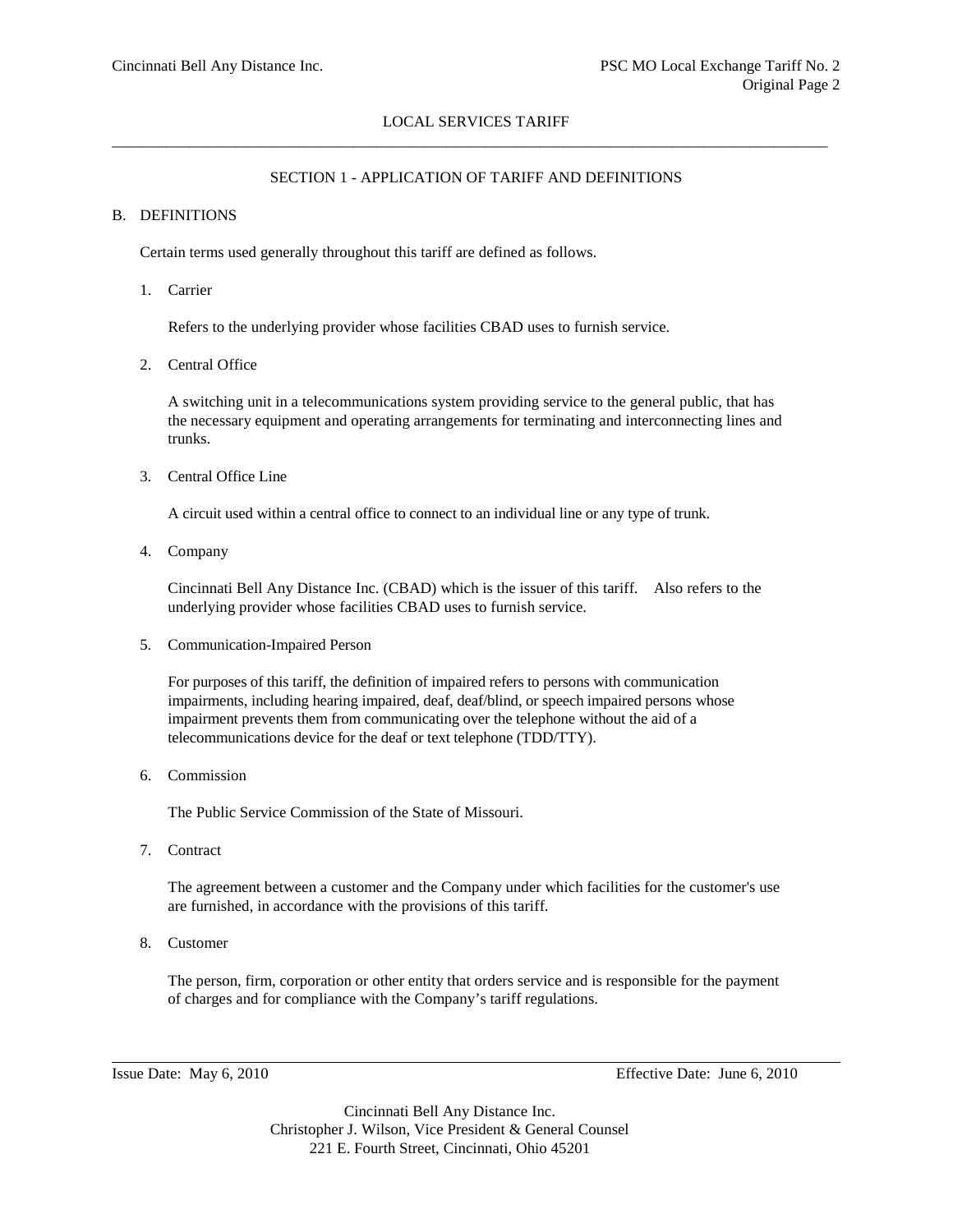## SECTION 1 - APPLICATION OF TARIFF AND DEFINITIONS

### B. DEFINITIONS

Certain terms used generally throughout this tariff are defined as follows.

1. Carrier

   Refers to the underlying provider whose facilities CBAD uses to furnish service.

2. Central Office

   A switching unit in a telecommunications system providing service to the general public, that has the necessary equipment and operating arrangements for terminating and interconnecting lines and trunks.

3. Central Office Line

   A circuit used within a central office to connect to an individual line or any type of trunk.

4. Company

   Cincinnati Bell Any Distance Inc. (CBAD) which is the issuer of this tariff. Also refers to the underlying provider whose facilities CBAD uses to furnish service.

5. Communication-Impaired Person

   For purposes of this tariff, the definition of impaired refers to persons with communication impairments, including hearing impaired, deaf, deaf/blind, or speech impaired persons whose impairment prevents them from communicating over the telephone without the aid of a telecommunications device for the deaf or text telephone (TDD/TTY).

6. Commission

   The Public Service Commission of the State of Missouri.

7. Contract

   The agreement between a customer and the Company under which facilities for the customer's use are furnished, in accordance with the provisions of this tariff.

8. Customer

   The person, firm, corporation or other entity that orders service and is responsible for the payment of charges and for compliance with the Company's tariff regulations.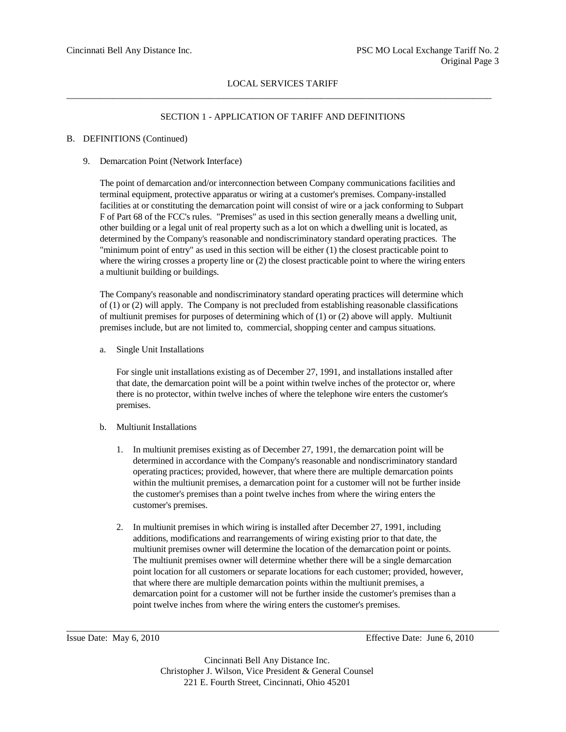## SECTION 1 - APPLICATION OF TARIFF AND DEFINITIONS

B. DEFINITIONS (Continued)

9. Demarcation Point (Network Interface)

   The point of demarcation and/or interconnection between Company communications facilities and terminal equipment, protective apparatus or wiring at a customer's premises. Company-installed facilities at or constituting the demarcation point will consist of wire or a jack conforming to Subpart F of Part 68 of the FCC's rules. "Premises" as used in this section generally means a dwelling unit, other building or a legal unit of real property such as a lot on which a dwelling unit is located, as determined by the Company's reasonable and nondiscriminatory standard operating practices. The "minimum point of entry" as used in this section will be either (1) the closest practicable point to where the wiring crosses a property line or (2) the closest practicable point to where the wiring enters a multiunit building or buildings.

   The Company's reasonable and nondiscriminatory standard operating practices will determine which of (1) or (2) will apply. The Company is not precluded from establishing reasonable classifications of multiunit premises for purposes of determining which of (1) or (2) above will apply. Multiunit premises include, but are not limited to, commercial, shopping center and campus situations.

   a. Single Unit Installations

      For single unit installations existing as of December 27, 1991, and installations installed after that date, the demarcation point will be a point within twelve inches of the protector or, where there is no protector, within twelve inches of where the telephone wire enters the customer's premises.

   b. Multiunit Installations

      1. In multiunit premises existing as of December 27, 1991, the demarcation point will be determined in accordance with the Company's reasonable and nondiscriminatory standard operating practices; provided, however, that where there are multiple demarcation points within the multiunit premises, a demarcation point for a customer will not be further inside the customer's premises than a point twelve inches from where the wiring enters the customer's premises.

      2. In multiunit premises in which wiring is installed after December 27, 1991, including additions, modifications and rearrangements of wiring existing prior to that date, the multiunit premises owner will determine the location of the demarcation point or points. The multiunit premises owner will determine whether there will be a single demarcation point location for all customers or separate locations for each customer; provided, however, that where there are multiple demarcation points within the multiunit premises, a demarcation point for a customer will not be further inside the customer's premises than a point twelve inches from where the wiring enters the customer's premises.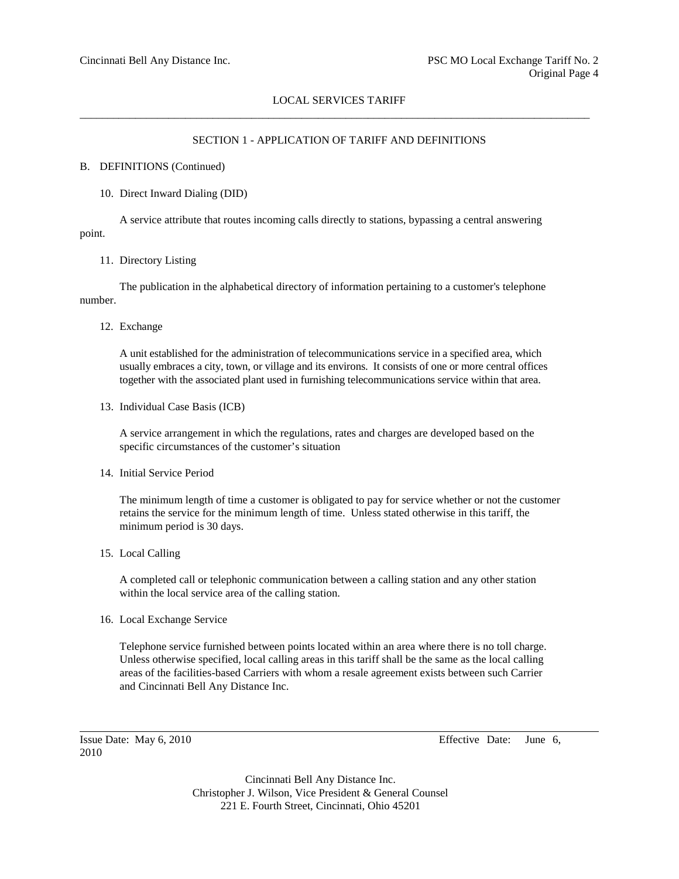## SECTION 1 - APPLICATION OF TARIFF AND DEFINITIONS

B. DEFINITIONS (Continued)

10. Direct Inward Dialing (DID)

A service attribute that routes incoming calls directly to stations, bypassing a central answering point.

11. Directory Listing

The publication in the alphabetical directory of information pertaining to a customer's telephone number.

12. Exchange

A unit established for the administration of telecommunications service in a specified area, which usually embraces a city, town, or village and its environs. It consists of one or more central offices together with the associated plant used in furnishing telecommunications service within that area.

13. Individual Case Basis (ICB)

A service arrangement in which the regulations, rates and charges are developed based on the specific circumstances of the customer's situation

14. Initial Service Period

The minimum length of time a customer is obligated to pay for service whether or not the customer retains the service for the minimum length of time. Unless stated otherwise in this tariff, the minimum period is 30 days.

15. Local Calling

A completed call or telephonic communication between a calling station and any other station within the local service area of the calling station.

16. Local Exchange Service

Telephone service furnished between points located within an area where there is no toll charge. Unless otherwise specified, local calling areas in this tariff shall be the same as the local calling areas of the facilities-based Carriers with whom a resale agreement exists between such Carrier and Cincinnati Bell Any Distance Inc.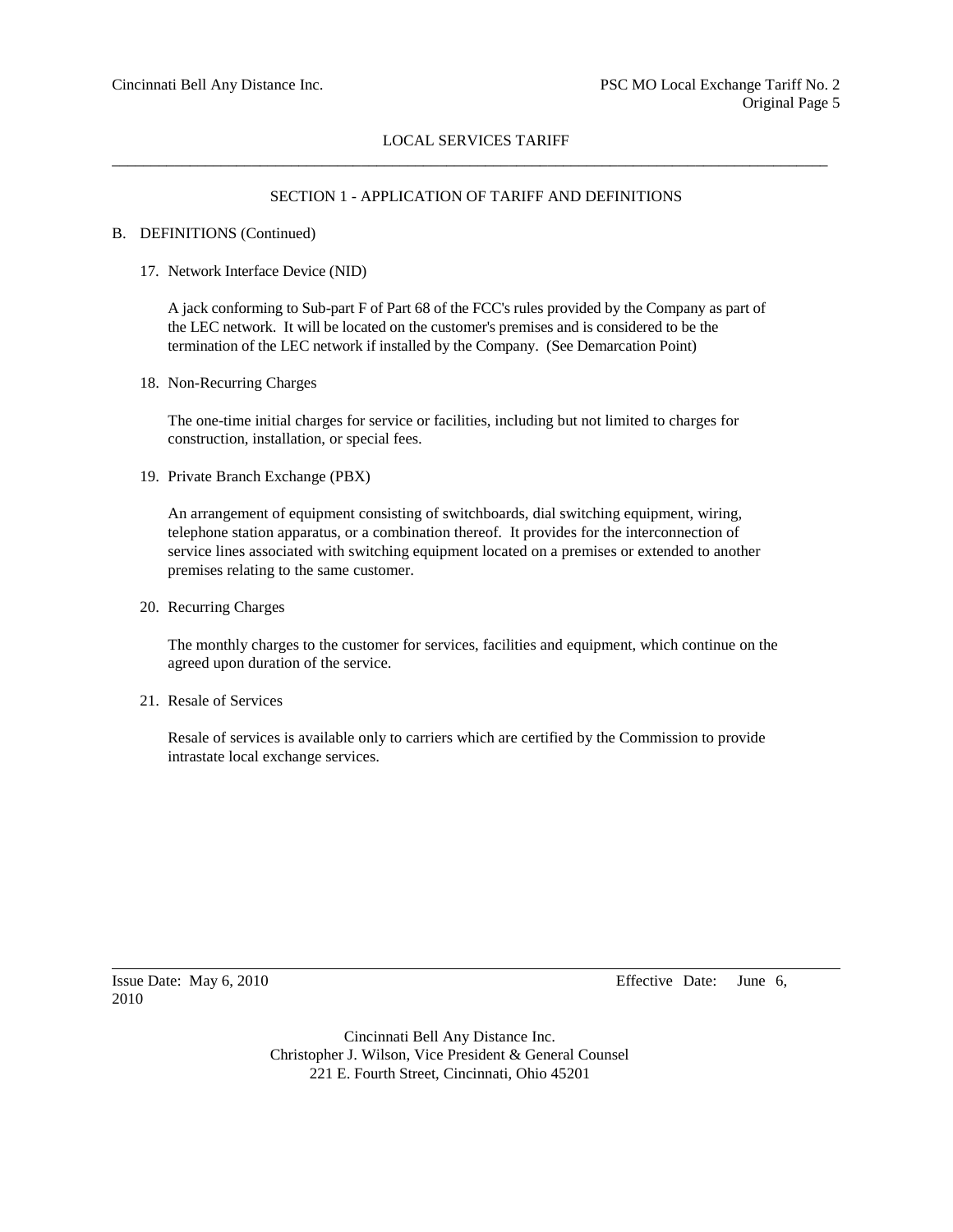## SECTION 1 - APPLICATION OF TARIFF AND DEFINITIONS

B. DEFINITIONS (Continued)

17. Network Interface Device (NID)

    A jack conforming to Sub-part F of Part 68 of the FCC's rules provided by the Company as part of the LEC network. It will be located on the customer's premises and is considered to be the termination of the LEC network if installed by the Company. (See Demarcation Point)

18. Non-Recurring Charges

    The one-time initial charges for service or facilities, including but not limited to charges for construction, installation, or special fees.

19. Private Branch Exchange (PBX)

    An arrangement of equipment consisting of switchboards, dial switching equipment, wiring, telephone station apparatus, or a combination thereof. It provides for the interconnection of service lines associated with switching equipment located on a premises or extended to another premises relating to the same customer.

20. Recurring Charges

    The monthly charges to the customer for services, facilities and equipment, which continue on the agreed upon duration of the service.

21. Resale of Services

    Resale of services is available only to carriers which are certified by the Commission to provide intrastate local exchange services.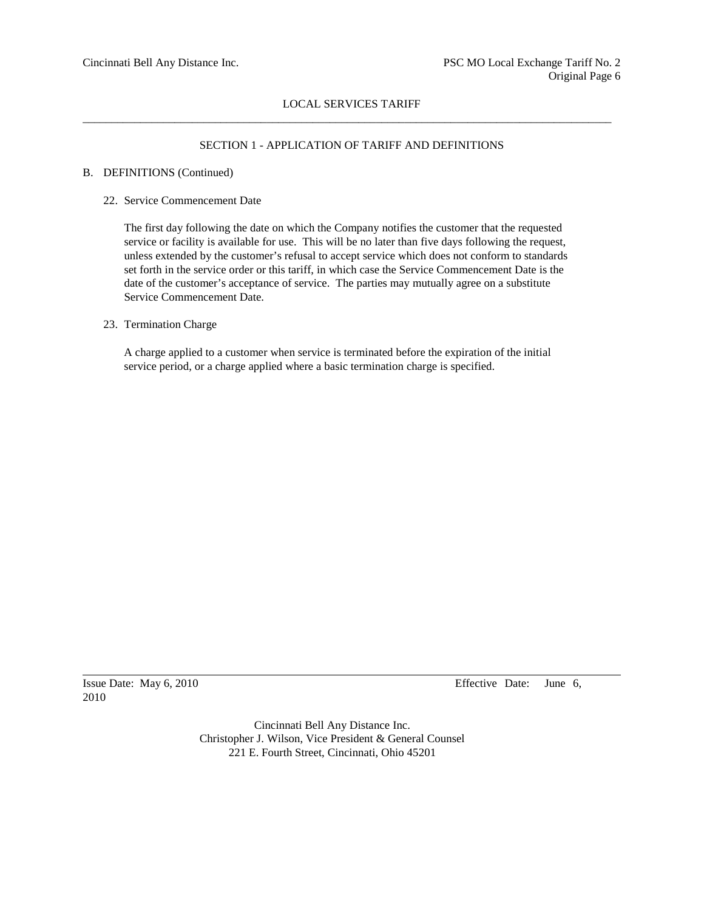## SECTION 1 - APPLICATION OF TARIFF AND DEFINITIONS

B. DEFINITIONS (Continued)

22. Service Commencement Date

    The first day following the date on which the Company notifies the customer that the requested service or facility is available for use. This will be no later than five days following the request, unless extended by the customer's refusal to accept service which does not conform to standards set forth in the service order or this tariff, in which case the Service Commencement Date is the date of the customer's acceptance of service. The parties may mutually agree on a substitute Service Commencement Date.

23. Termination Charge

    A charge applied to a customer when service is terminated before the expiration of the initial service period, or a charge applied where a basic termination charge is specified.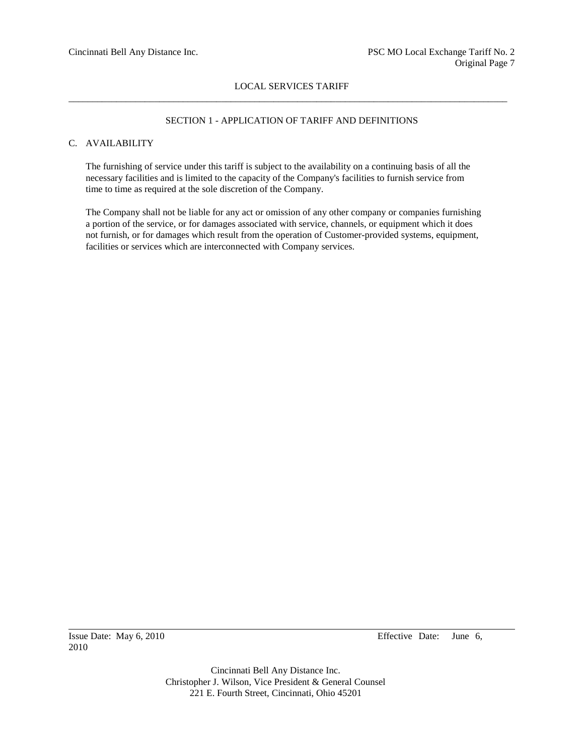## SECTION 1 - APPLICATION OF TARIFF AND DEFINITIONS

### C. AVAILABILITY

The furnishing of service under this tariff is subject to the availability on a continuing basis of all the necessary facilities and is limited to the capacity of the Company's facilities to furnish service from time to time as required at the sole discretion of the Company.

The Company shall not be liable for any act or omission of any other company or companies furnishing a portion of the service, or for damages associated with service, channels, or equipment which it does not furnish, or for damages which result from the operation of Customer-provided systems, equipment, facilities or services which are interconnected with Company services.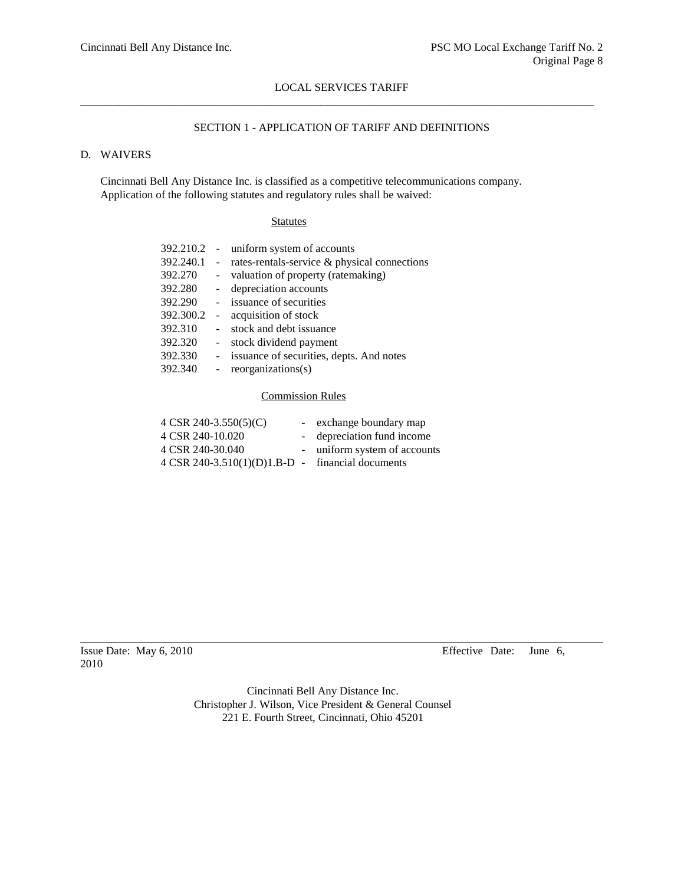## SECTION 1 - APPLICATION OF TARIFF AND DEFINITIONS

### D. WAIVERS

Cincinnati Bell Any Distance Inc. is classified as a competitive telecommunications company. Application of the following statutes and regulatory rules shall be waived:

**Statutes**

| | | |
|---|---|---|
| 392.210.2 | - | uniform system of accounts |
| 392.240.1 | - | rates-rentals-service & physical connections |
| 392.270 | - | valuation of property (ratemaking) |
| 392.280 | - | depreciation accounts |
| 392.290 | - | issuance of securities |
| 392.300.2 | - | acquisition of stock |
| 392.310 | - | stock and debt issuance |
| 392.320 | - | stock dividend payment |
| 392.330 | - | issuance of securities, depts. And notes |
| 392.340 | - | reorganizations(s) |

**Commission Rules**

| | | |
|---|---|---|
| 4 CSR 240-3.550(5)(C) | - | exchange boundary map |
| 4 CSR 240-10.020 | - | depreciation fund income |
| 4 CSR 240-30.040 | - | uniform system of accounts |
| 4 CSR 240-3.510(1)(D)1.B-D | - | financial documents |

Issue Date: May 6, 2010 Effective Date: June 6, 2010

Cincinnati Bell Any Distance Inc.
Christopher J. Wilson, Vice President & General Counsel
221 E. Fourth Street, Cincinnati, Ohio 45201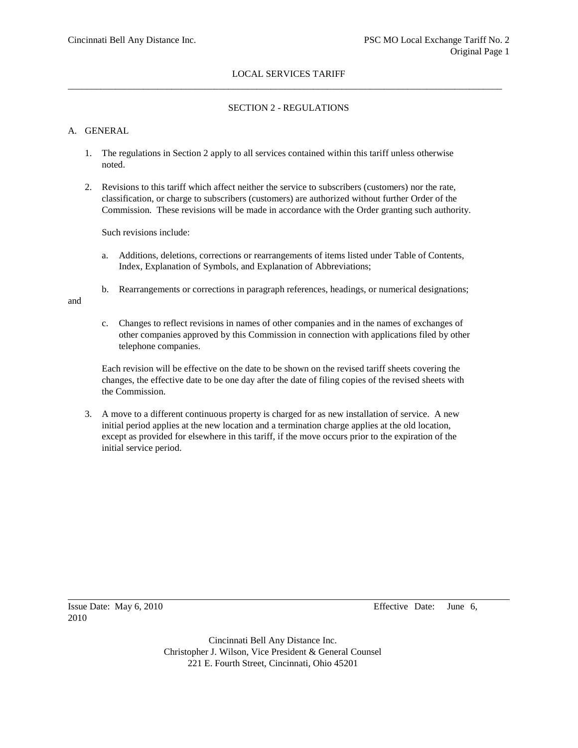## LOCAL SERVICES TARIFF

### SECTION 2 - REGULATIONS

A. GENERAL

1. The regulations in Section 2 apply to all services contained within this tariff unless otherwise noted.

2. Revisions to this tariff which affect neither the service to subscribers (customers) nor the rate, classification, or charge to subscribers (customers) are authorized without further Order of the Commission. These revisions will be made in accordance with the Order granting such authority.

   Such revisions include:

   a. Additions, deletions, corrections or rearrangements of items listed under Table of Contents, Index, Explanation of Symbols, and Explanation of Abbreviations;

   b. Rearrangements or corrections in paragraph references, headings, or numerical designations; and

   c. Changes to reflect revisions in names of other companies and in the names of exchanges of other companies approved by this Commission in connection with applications filed by other telephone companies.

   Each revision will be effective on the date to be shown on the revised tariff sheets covering the changes, the effective date to be one day after the date of filing copies of the revised sheets with the Commission.

3. A move to a different continuous property is charged for as new installation of service. A new initial period applies at the new location and a termination charge applies at the old location, except as provided for elsewhere in this tariff, if the move occurs prior to the expiration of the initial service period.

Issue Date: May 6, 2010 Effective Date: June 6, 2010

Cincinnati Bell Any Distance Inc.
Christopher J. Wilson, Vice President & General Counsel
221 E. Fourth Street, Cincinnati, Ohio 45201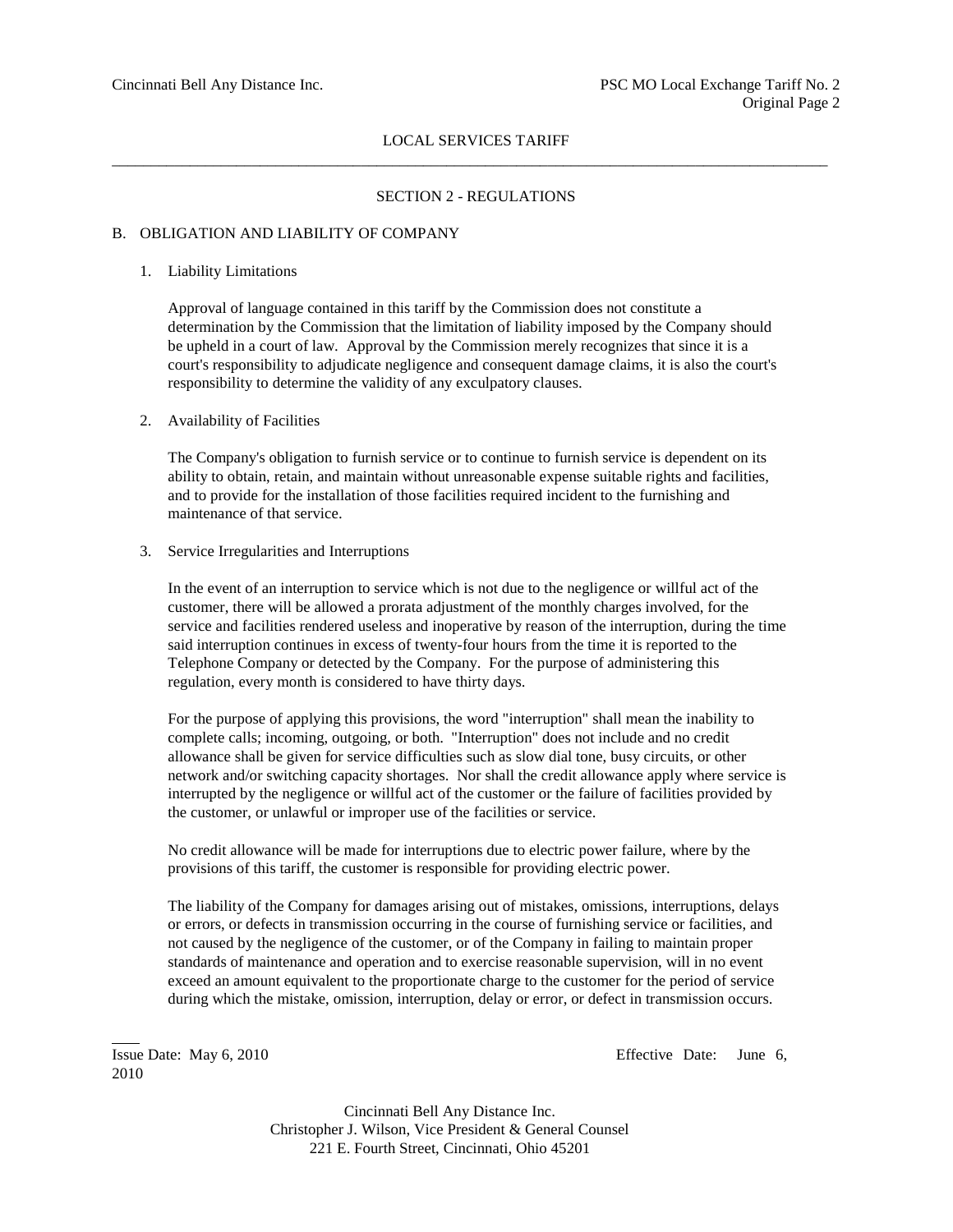## SECTION 2 - REGULATIONS

### B. OBLIGATION AND LIABILITY OF COMPANY

1. Liability Limitations

   Approval of language contained in this tariff by the Commission does not constitute a determination by the Commission that the limitation of liability imposed by the Company should be upheld in a court of law. Approval by the Commission merely recognizes that since it is a court's responsibility to adjudicate negligence and consequent damage claims, it is also the court's responsibility to determine the validity of any exculpatory clauses.

2. Availability of Facilities

   The Company's obligation to furnish service or to continue to furnish service is dependent on its ability to obtain, retain, and maintain without unreasonable expense suitable rights and facilities, and to provide for the installation of those facilities required incident to the furnishing and maintenance of that service.

3. Service Irregularities and Interruptions

   In the event of an interruption to service which is not due to the negligence or willful act of the customer, there will be allowed a prorata adjustment of the monthly charges involved, for the service and facilities rendered useless and inoperative by reason of the interruption, during the time said interruption continues in excess of twenty-four hours from the time it is reported to the Telephone Company or detected by the Company. For the purpose of administering this regulation, every month is considered to have thirty days.

   For the purpose of applying this provisions, the word "interruption" shall mean the inability to complete calls; incoming, outgoing, or both. "Interruption" does not include and no credit allowance shall be given for service difficulties such as slow dial tone, busy circuits, or other network and/or switching capacity shortages. Nor shall the credit allowance apply where service is interrupted by the negligence or willful act of the customer or the failure of facilities provided by the customer, or unlawful or improper use of the facilities or service.

   No credit allowance will be made for interruptions due to electric power failure, where by the provisions of this tariff, the customer is responsible for providing electric power.

   The liability of the Company for damages arising out of mistakes, omissions, interruptions, delays or errors, or defects in transmission occurring in the course of furnishing service or facilities, and not caused by the negligence of the customer, or of the Company in failing to maintain proper standards of maintenance and operation and to exercise reasonable supervision, will in no event exceed an amount equivalent to the proportionate charge to the customer for the period of service during which the mistake, omission, interruption, delay or error, or defect in transmission occurs.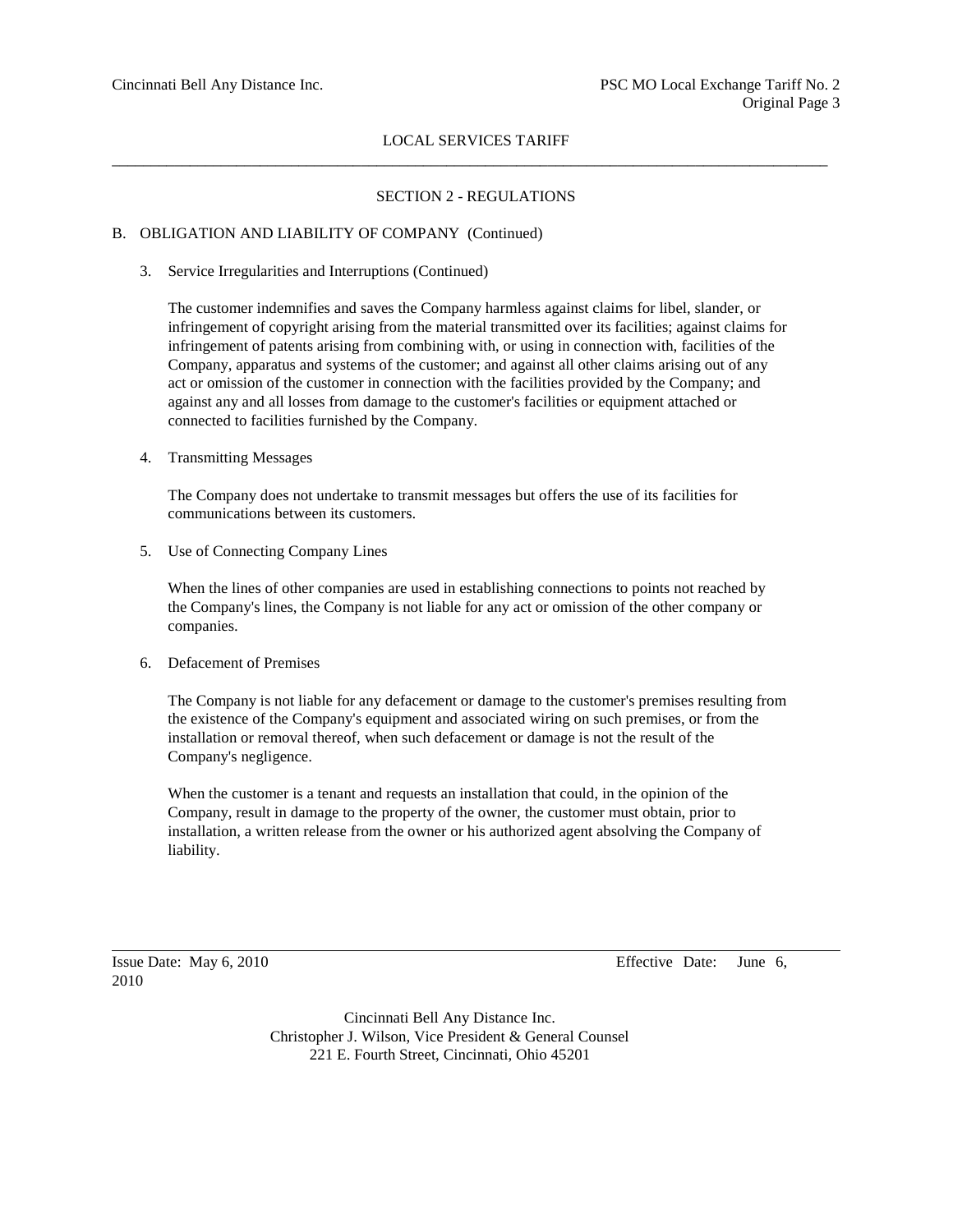## SECTION 2 - REGULATIONS

### B. OBLIGATION AND LIABILITY OF COMPANY (Continued)

3. Service Irregularities and Interruptions (Continued)

   The customer indemnifies and saves the Company harmless against claims for libel, slander, or infringement of copyright arising from the material transmitted over its facilities; against claims for infringement of patents arising from combining with, or using in connection with, facilities of the Company, apparatus and systems of the customer; and against all other claims arising out of any act or omission of the customer in connection with the facilities provided by the Company; and against any and all losses from damage to the customer's facilities or equipment attached or connected to facilities furnished by the Company.

4. Transmitting Messages

   The Company does not undertake to transmit messages but offers the use of its facilities for communications between its customers.

5. Use of Connecting Company Lines

   When the lines of other companies are used in establishing connections to points not reached by the Company's lines, the Company is not liable for any act or omission of the other company or companies.

6. Defacement of Premises

   The Company is not liable for any defacement or damage to the customer's premises resulting from the existence of the Company's equipment and associated wiring on such premises, or from the installation or removal thereof, when such defacement or damage is not the result of the Company's negligence.

   When the customer is a tenant and requests an installation that could, in the opinion of the Company, result in damage to the property of the owner, the customer must obtain, prior to installation, a written release from the owner or his authorized agent absolving the Company of liability.

Issue Date: May 6, 2010 Effective Date: June 6, 2010

Cincinnati Bell Any Distance Inc.
Christopher J. Wilson, Vice President & General Counsel
221 E. Fourth Street, Cincinnati, Ohio 45201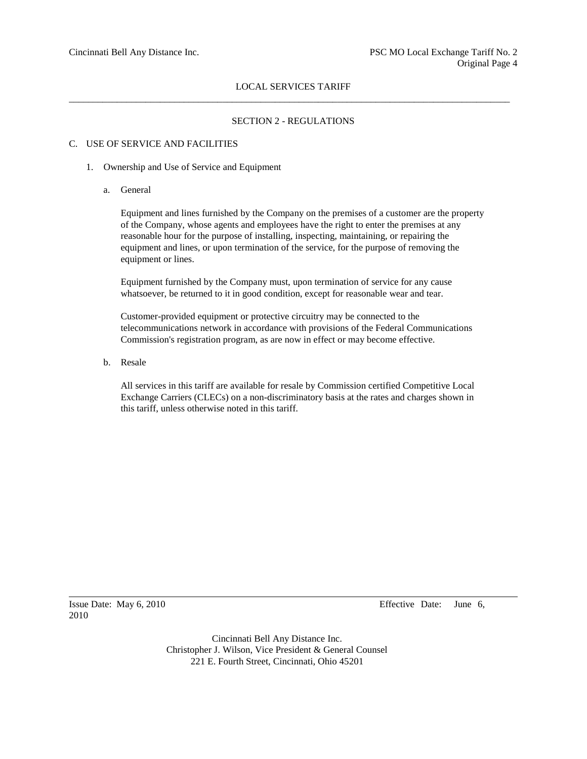LOCAL SERVICES TARIFF

## SECTION 2 - REGULATIONS

### C. USE OF SERVICE AND FACILITIES

1. Ownership and Use of Service and Equipment

   a. General

      Equipment and lines furnished by the Company on the premises of a customer are the property of the Company, whose agents and employees have the right to enter the premises at any reasonable hour for the purpose of installing, inspecting, maintaining, or repairing the equipment and lines, or upon termination of the service, for the purpose of removing the equipment or lines.

      Equipment furnished by the Company must, upon termination of service for any cause whatsoever, be returned to it in good condition, except for reasonable wear and tear.

      Customer-provided equipment or protective circuitry may be connected to the telecommunications network in accordance with provisions of the Federal Communications Commission's registration program, as are now in effect or may become effective.

   b. Resale

      All services in this tariff are available for resale by Commission certified Competitive Local Exchange Carriers (CLECs) on a non-discriminatory basis at the rates and charges shown in this tariff, unless otherwise noted in this tariff.

Issue Date: May 6, 2010    Effective Date: June 6, 2010

Cincinnati Bell Any Distance Inc.
Christopher J. Wilson, Vice President & General Counsel
221 E. Fourth Street, Cincinnati, Ohio 45201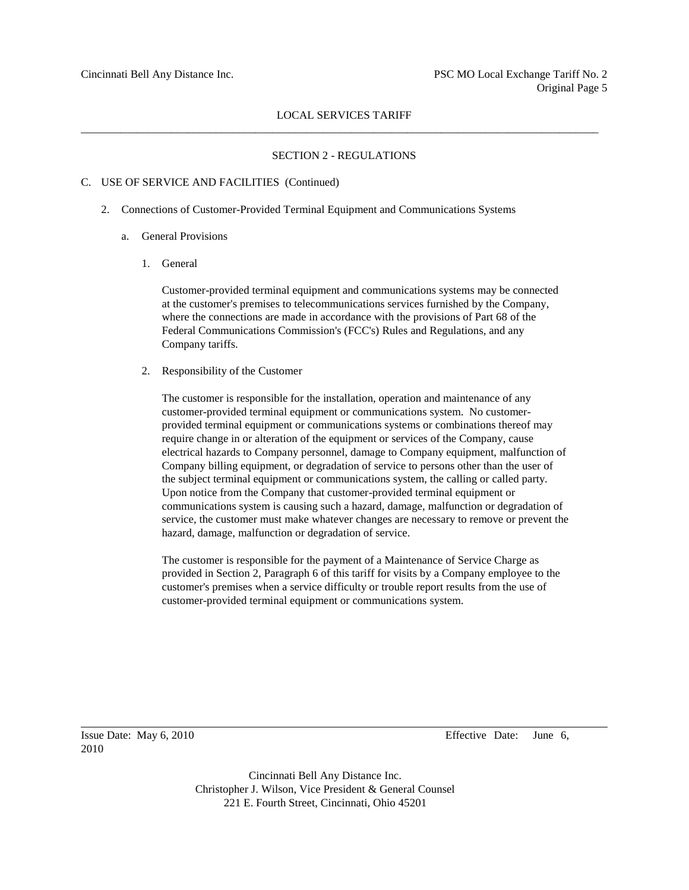# SECTION 2 - REGULATIONS

C. USE OF SERVICE AND FACILITIES (Continued)

2. Connections of Customer-Provided Terminal Equipment and Communications Systems

   a. General Provisions

      1. General

         Customer-provided terminal equipment and communications systems may be connected at the customer's premises to telecommunications services furnished by the Company, where the connections are made in accordance with the provisions of Part 68 of the Federal Communications Commission's (FCC's) Rules and Regulations, and any Company tariffs.

      2. Responsibility of the Customer

         The customer is responsible for the installation, operation and maintenance of any customer-provided terminal equipment or communications system. No customer-provided terminal equipment or communications systems or combinations thereof may require change in or alteration of the equipment or services of the Company, cause electrical hazards to Company personnel, damage to Company equipment, malfunction of Company billing equipment, or degradation of service to persons other than the user of the subject terminal equipment or communications system, the calling or called party. Upon notice from the Company that customer-provided terminal equipment or communications system is causing such a hazard, damage, malfunction or degradation of service, the customer must make whatever changes are necessary to remove or prevent the hazard, damage, malfunction or degradation of service.

         The customer is responsible for the payment of a Maintenance of Service Charge as provided in Section 2, Paragraph 6 of this tariff for visits by a Company employee to the customer's premises when a service difficulty or trouble report results from the use of customer-provided terminal equipment or communications system.

Issue Date: May 6, 2010 Effective Date: June 6, 2010

Cincinnati Bell Any Distance Inc.
Christopher J. Wilson, Vice President & General Counsel
221 E. Fourth Street, Cincinnati, Ohio 45201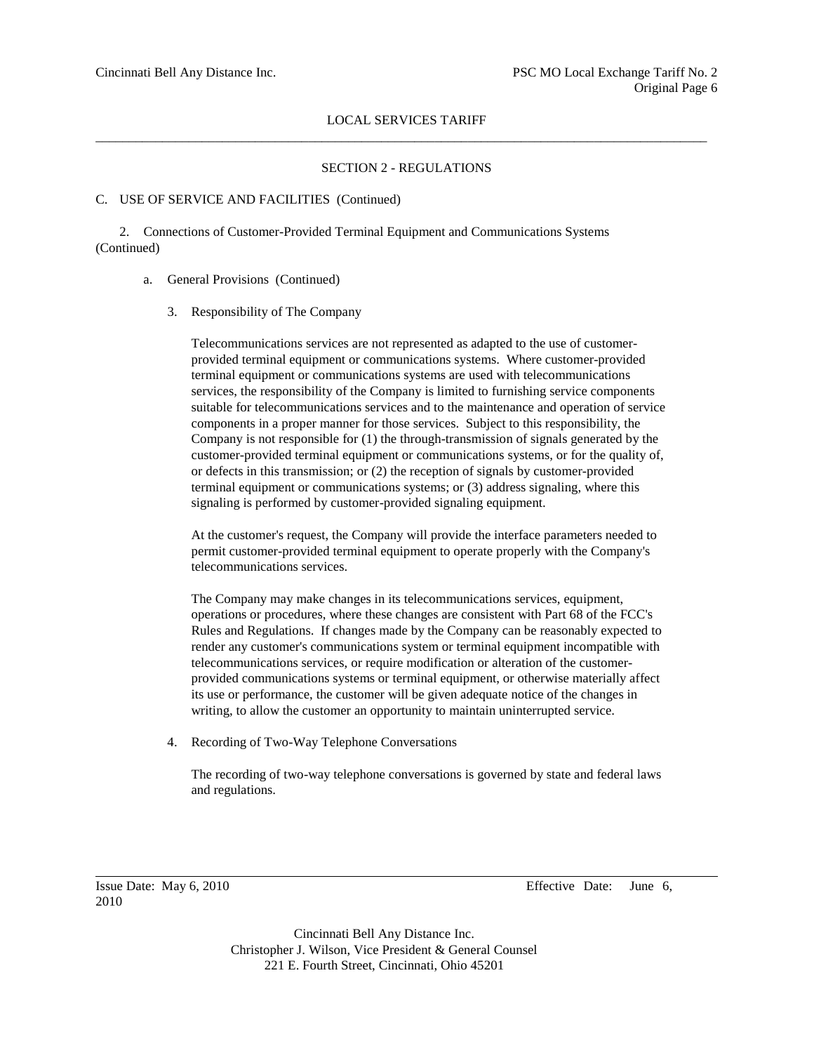## SECTION 2 - REGULATIONS

C. USE OF SERVICE AND FACILITIES (Continued)

2. Connections of Customer-Provided Terminal Equipment and Communications Systems (Continued)

a. General Provisions (Continued)

3. Responsibility of The Company

Telecommunications services are not represented as adapted to the use of customer-provided terminal equipment or communications systems. Where customer-provided terminal equipment or communications systems are used with telecommunications services, the responsibility of the Company is limited to furnishing service components suitable for telecommunications services and to the maintenance and operation of service components in a proper manner for those services. Subject to this responsibility, the Company is not responsible for (1) the through-transmission of signals generated by the customer-provided terminal equipment or communications systems, or for the quality of, or defects in this transmission; or (2) the reception of signals by customer-provided terminal equipment or communications systems; or (3) address signaling, where this signaling is performed by customer-provided signaling equipment.

At the customer's request, the Company will provide the interface parameters needed to permit customer-provided terminal equipment to operate properly with the Company's telecommunications services.

The Company may make changes in its telecommunications services, equipment, operations or procedures, where these changes are consistent with Part 68 of the FCC's Rules and Regulations. If changes made by the Company can be reasonably expected to render any customer's communications system or terminal equipment incompatible with telecommunications services, or require modification or alteration of the customer-provided communications systems or terminal equipment, or otherwise materially affect its use or performance, the customer will be given adequate notice of the changes in writing, to allow the customer an opportunity to maintain uninterrupted service.

4. Recording of Two-Way Telephone Conversations

The recording of two-way telephone conversations is governed by state and federal laws and regulations.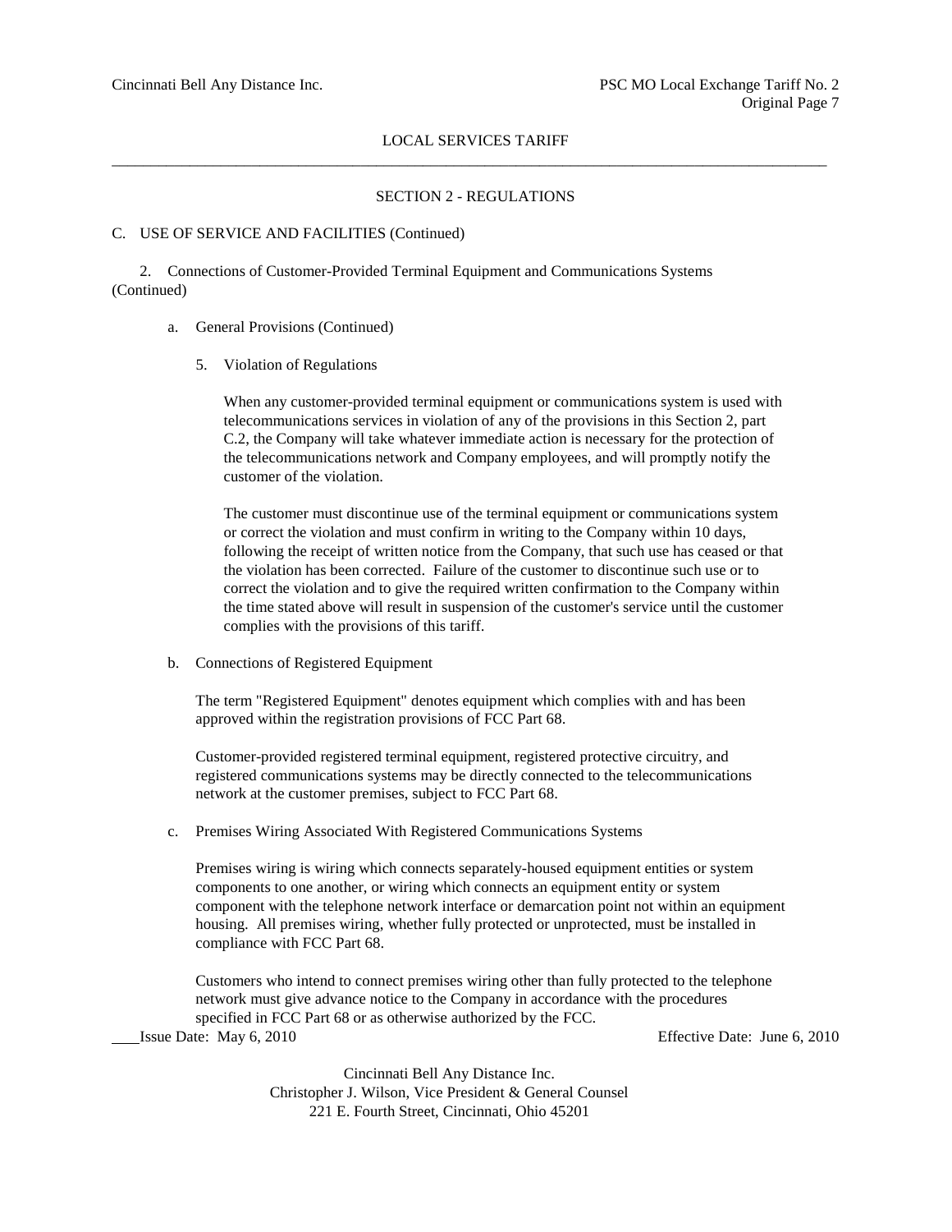## SECTION 2 - REGULATIONS

C. USE OF SERVICE AND FACILITIES (Continued)

2. Connections of Customer-Provided Terminal Equipment and Communications Systems (Continued)

a. General Provisions (Continued)

5. Violation of Regulations

When any customer-provided terminal equipment or communications system is used with telecommunications services in violation of any of the provisions in this Section 2, part C.2, the Company will take whatever immediate action is necessary for the protection of the telecommunications network and Company employees, and will promptly notify the customer of the violation.

The customer must discontinue use of the terminal equipment or communications system or correct the violation and must confirm in writing to the Company within 10 days, following the receipt of written notice from the Company, that such use has ceased or that the violation has been corrected. Failure of the customer to discontinue such use or to correct the violation and to give the required written confirmation to the Company within the time stated above will result in suspension of the customer's service until the customer complies with the provisions of this tariff.

b. Connections of Registered Equipment

The term "Registered Equipment" denotes equipment which complies with and has been approved within the registration provisions of FCC Part 68.

Customer-provided registered terminal equipment, registered protective circuitry, and registered communications systems may be directly connected to the telecommunications network at the customer premises, subject to FCC Part 68.

c. Premises Wiring Associated With Registered Communications Systems

Premises wiring is wiring which connects separately-housed equipment entities or system components to one another, or wiring which connects an equipment entity or system component with the telephone network interface or demarcation point not within an equipment housing. All premises wiring, whether fully protected or unprotected, must be installed in compliance with FCC Part 68.

Customers who intend to connect premises wiring other than fully protected to the telephone network must give advance notice to the Company in accordance with the procedures specified in FCC Part 68 or as otherwise authorized by the FCC.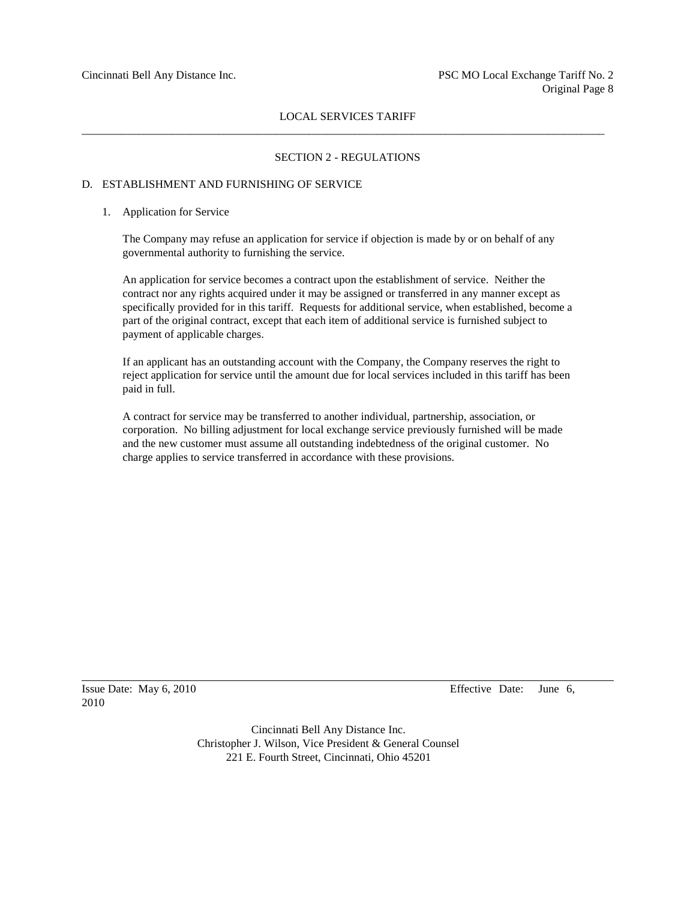## SECTION 2 - REGULATIONS

### D. ESTABLISHMENT AND FURNISHING OF SERVICE

1. Application for Service

   The Company may refuse an application for service if objection is made by or on behalf of any governmental authority to furnishing the service.

   An application for service becomes a contract upon the establishment of service. Neither the contract nor any rights acquired under it may be assigned or transferred in any manner except as specifically provided for in this tariff. Requests for additional service, when established, become a part of the original contract, except that each item of additional service is furnished subject to payment of applicable charges.

   If an applicant has an outstanding account with the Company, the Company reserves the right to reject application for service until the amount due for local services included in this tariff has been paid in full.

   A contract for service may be transferred to another individual, partnership, association, or corporation. No billing adjustment for local exchange service previously furnished will be made and the new customer must assume all outstanding indebtedness of the original customer. No charge applies to service transferred in accordance with these provisions.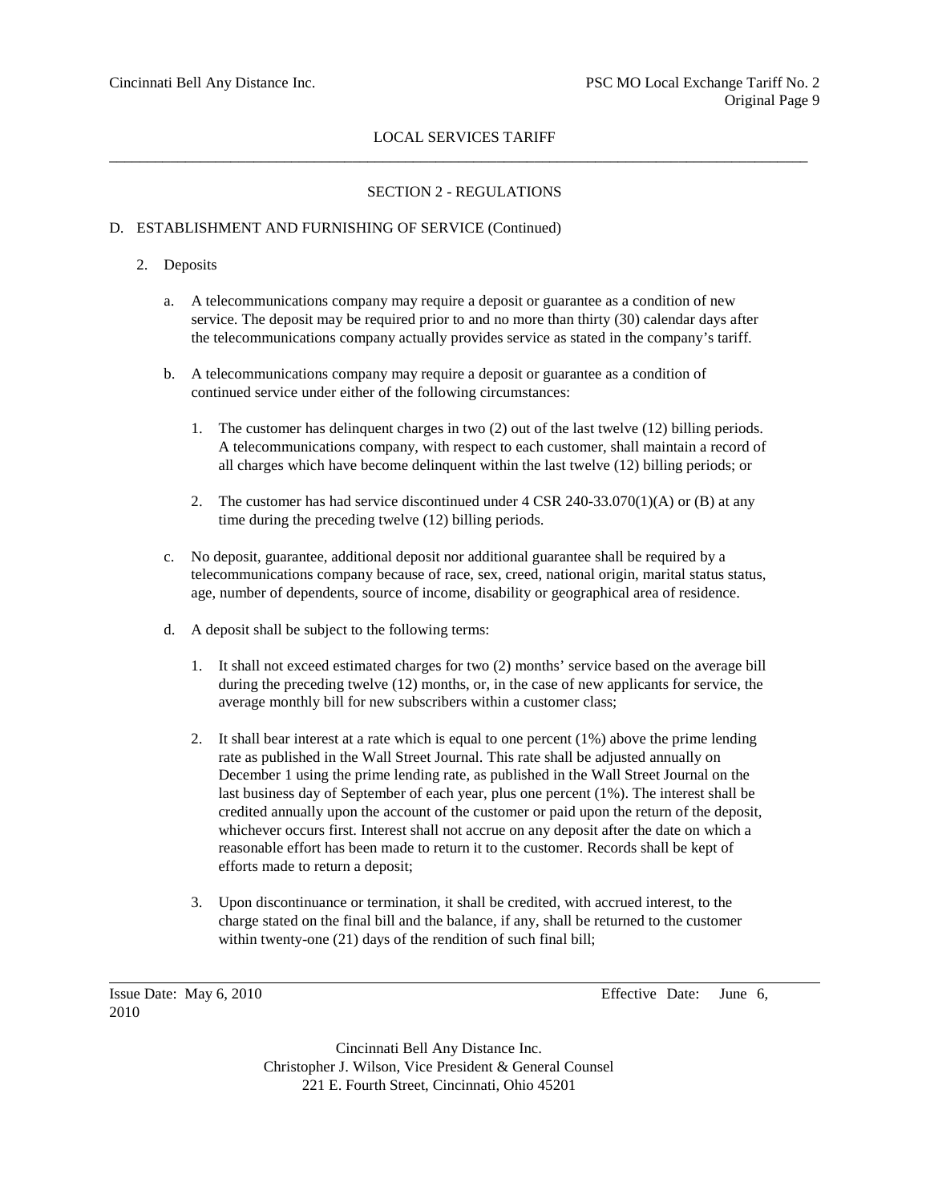LOCAL SERVICES TARIFF

SECTION 2 - REGULATIONS

D. ESTABLISHMENT AND FURNISHING OF SERVICE (Continued)

2. Deposits

   a. A telecommunications company may require a deposit or guarantee as a condition of new service. The deposit may be required prior to and no more than thirty (30) calendar days after the telecommunications company actually provides service as stated in the company's tariff.

   b. A telecommunications company may require a deposit or guarantee as a condition of continued service under either of the following circumstances:

      1. The customer has delinquent charges in two (2) out of the last twelve (12) billing periods. A telecommunications company, with respect to each customer, shall maintain a record of all charges which have become delinquent within the last twelve (12) billing periods; or

      2. The customer has had service discontinued under 4 CSR 240-33.070(1)(A) or (B) at any time during the preceding twelve (12) billing periods.

   c. No deposit, guarantee, additional deposit nor additional guarantee shall be required by a telecommunications company because of race, sex, creed, national origin, marital status status, age, number of dependents, source of income, disability or geographical area of residence.

   d. A deposit shall be subject to the following terms:

      1. It shall not exceed estimated charges for two (2) months' service based on the average bill during the preceding twelve (12) months, or, in the case of new applicants for service, the average monthly bill for new subscribers within a customer class;

      2. It shall bear interest at a rate which is equal to one percent (1%) above the prime lending rate as published in the Wall Street Journal. This rate shall be adjusted annually on December 1 using the prime lending rate, as published in the Wall Street Journal on the last business day of September of each year, plus one percent (1%). The interest shall be credited annually upon the account of the customer or paid upon the return of the deposit, whichever occurs first. Interest shall not accrue on any deposit after the date on which a reasonable effort has been made to return it to the customer. Records shall be kept of efforts made to return a deposit;

      3. Upon discontinuance or termination, it shall be credited, with accrued interest, to the charge stated on the final bill and the balance, if any, shall be returned to the customer within twenty-one (21) days of the rendition of such final bill;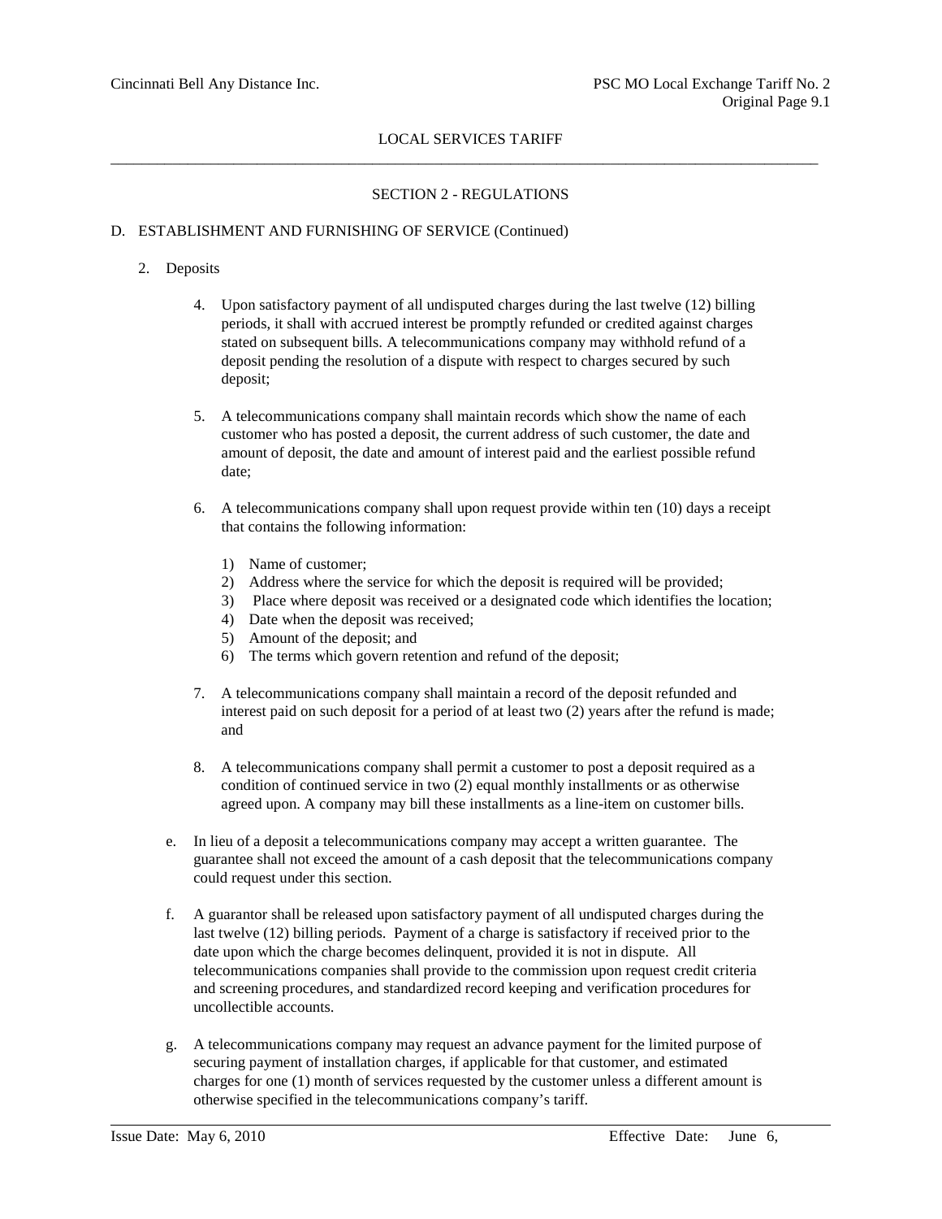LOCAL SERVICES TARIFF

SECTION 2 - REGULATIONS

D. ESTABLISHMENT AND FURNISHING OF SERVICE (Continued)

2. Deposits

4. Upon satisfactory payment of all undisputed charges during the last twelve (12) billing periods, it shall with accrued interest be promptly refunded or credited against charges stated on subsequent bills. A telecommunications company may withhold refund of a deposit pending the resolution of a dispute with respect to charges secured by such deposit;

5. A telecommunications company shall maintain records which show the name of each customer who has posted a deposit, the current address of such customer, the date and amount of deposit, the date and amount of interest paid and the earliest possible refund date;

6. A telecommunications company shall upon request provide within ten (10) days a receipt that contains the following information:

   1) Name of customer;
   2) Address where the service for which the deposit is required will be provided;
   3) Place where deposit was received or a designated code which identifies the location;
   4) Date when the deposit was received;
   5) Amount of the deposit; and
   6) The terms which govern retention and refund of the deposit;

7. A telecommunications company shall maintain a record of the deposit refunded and interest paid on such deposit for a period of at least two (2) years after the refund is made; and

8. A telecommunications company shall permit a customer to post a deposit required as a condition of continued service in two (2) equal monthly installments or as otherwise agreed upon. A company may bill these installments as a line-item on customer bills.

e. In lieu of a deposit a telecommunications company may accept a written guarantee. The guarantee shall not exceed the amount of a cash deposit that the telecommunications company could request under this section.

f. A guarantor shall be released upon satisfactory payment of all undisputed charges during the last twelve (12) billing periods. Payment of a charge is satisfactory if received prior to the date upon which the charge becomes delinquent, provided it is not in dispute. All telecommunications companies shall provide to the commission upon request credit criteria and screening procedures, and standardized record keeping and verification procedures for uncollectible accounts.

g. A telecommunications company may request an advance payment for the limited purpose of securing payment of installation charges, if applicable for that customer, and estimated charges for one (1) month of services requested by the customer unless a different amount is otherwise specified in the telecommunications company's tariff.

Issue Date: May 6, 2010 Effective Date: June 6,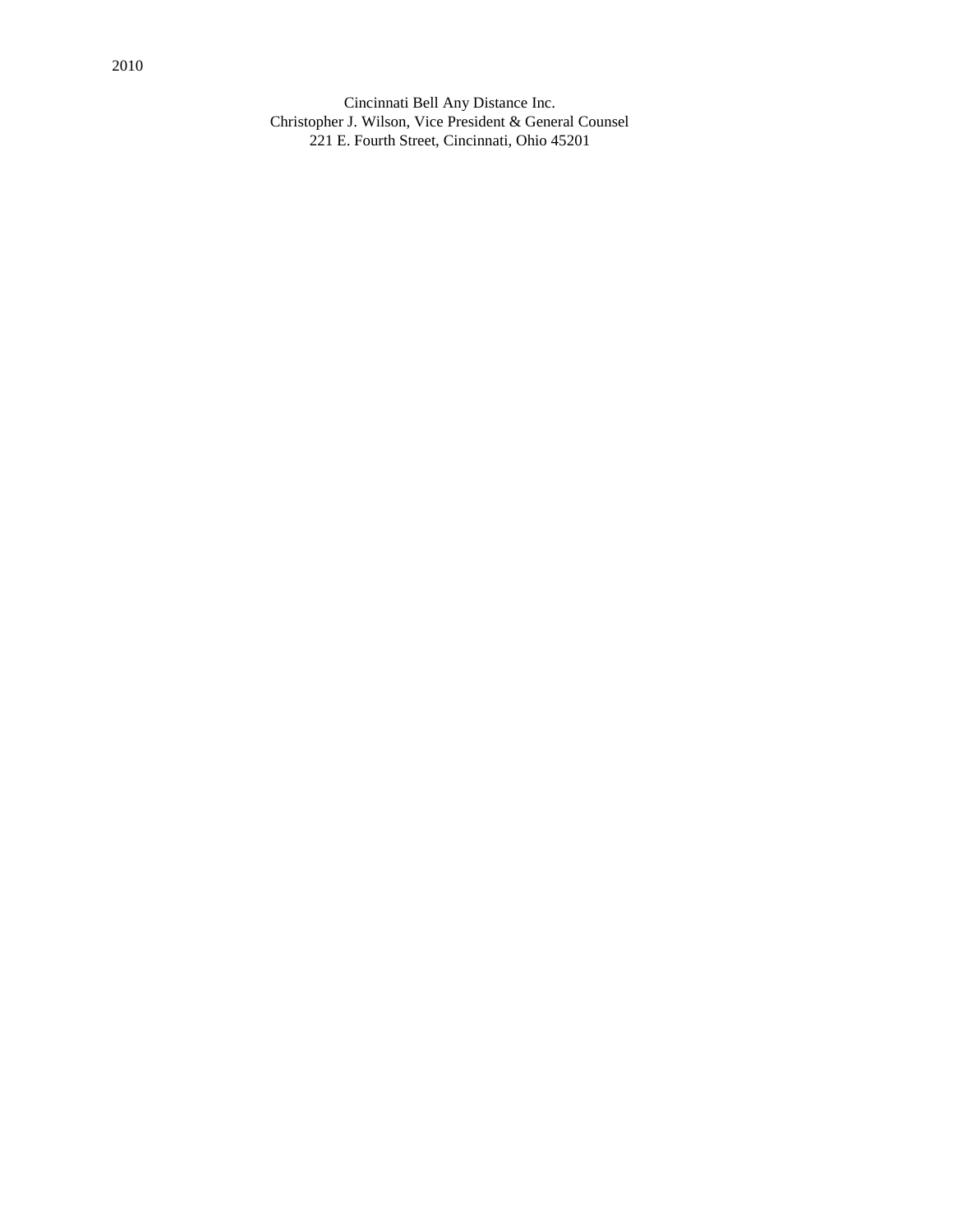2010

Cincinnati Bell Any Distance Inc.
Christopher J. Wilson, Vice President & General Counsel
221 E. Fourth Street, Cincinnati, Ohio 45201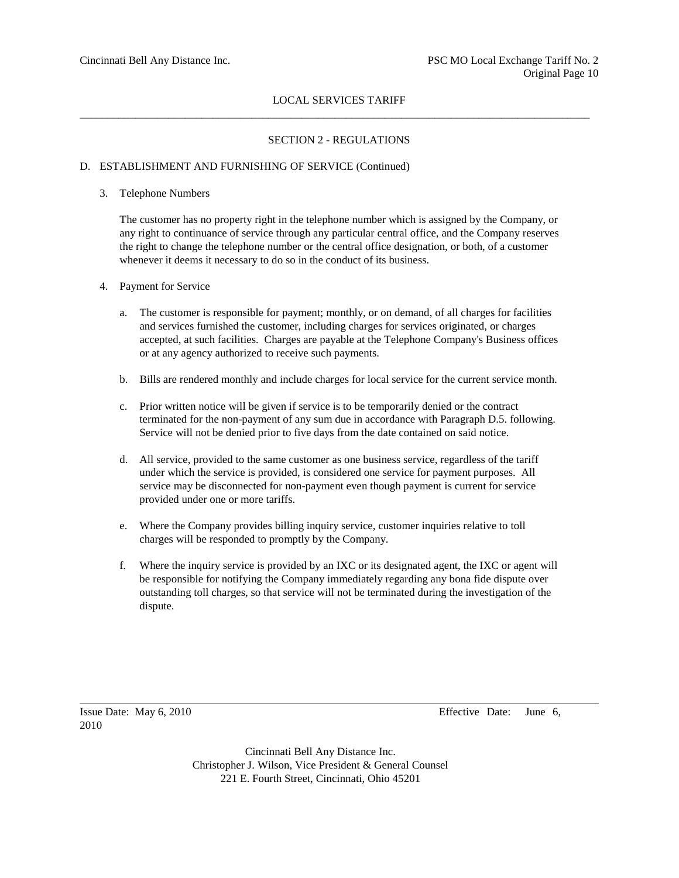LOCAL SERVICES TARIFF

SECTION 2 - REGULATIONS

D. ESTABLISHMENT AND FURNISHING OF SERVICE (Continued)

3. Telephone Numbers

   The customer has no property right in the telephone number which is assigned by the Company, or any right to continuance of service through any particular central office, and the Company reserves the right to change the telephone number or the central office designation, or both, of a customer whenever it deems it necessary to do so in the conduct of its business.

4. Payment for Service

   a. The customer is responsible for payment; monthly, or on demand, of all charges for facilities and services furnished the customer, including charges for services originated, or charges accepted, at such facilities. Charges are payable at the Telephone Company's Business offices or at any agency authorized to receive such payments.

   b. Bills are rendered monthly and include charges for local service for the current service month.

   c. Prior written notice will be given if service is to be temporarily denied or the contract terminated for the non-payment of any sum due in accordance with Paragraph D.5. following. Service will not be denied prior to five days from the date contained on said notice.

   d. All service, provided to the same customer as one business service, regardless of the tariff under which the service is provided, is considered one service for payment purposes. All service may be disconnected for non-payment even though payment is current for service provided under one or more tariffs.

   e. Where the Company provides billing inquiry service, customer inquiries relative to toll charges will be responded to promptly by the Company.

   f. Where the inquiry service is provided by an IXC or its designated agent, the IXC or agent will be responsible for notifying the Company immediately regarding any bona fide dispute over outstanding toll charges, so that service will not be terminated during the investigation of the dispute.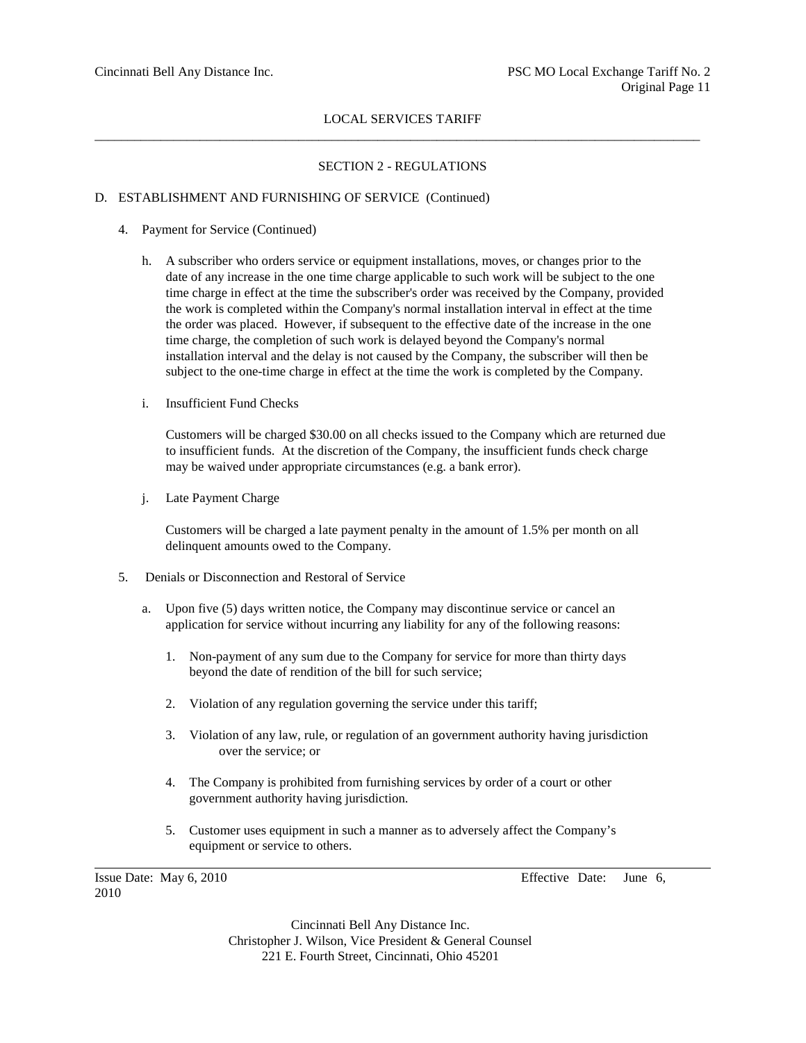LOCAL SERVICES TARIFF

SECTION 2 - REGULATIONS

D. ESTABLISHMENT AND FURNISHING OF SERVICE (Continued)

4. Payment for Service (Continued)

   h. A subscriber who orders service or equipment installations, moves, or changes prior to the date of any increase in the one time charge applicable to such work will be subject to the one time charge in effect at the time the subscriber's order was received by the Company, provided the work is completed within the Company's normal installation interval in effect at the time the order was placed. However, if subsequent to the effective date of the increase in the one time charge, the completion of such work is delayed beyond the Company's normal installation interval and the delay is not caused by the Company, the subscriber will then be subject to the one-time charge in effect at the time the work is completed by the Company.

   i. Insufficient Fund Checks

      Customers will be charged $30.00 on all checks issued to the Company which are returned due to insufficient funds. At the discretion of the Company, the insufficient funds check charge may be waived under appropriate circumstances (e.g. a bank error).

   j. Late Payment Charge

      Customers will be charged a late payment penalty in the amount of 1.5% per month on all delinquent amounts owed to the Company.

5. Denials or Disconnection and Restoral of Service

   a. Upon five (5) days written notice, the Company may discontinue service or cancel an application for service without incurring any liability for any of the following reasons:

      1. Non-payment of any sum due to the Company for service for more than thirty days beyond the date of rendition of the bill for such service;

      2. Violation of any regulation governing the service under this tariff;

      3. Violation of any law, rule, or regulation of an government authority having jurisdiction over the service; or

      4. The Company is prohibited from furnishing services by order of a court or other government authority having jurisdiction.

      5. Customer uses equipment in such a manner as to adversely affect the Company's equipment or service to others.

Issue Date: May 6, 2010 Effective Date: June 6, 2010

Cincinnati Bell Any Distance Inc.
Christopher J. Wilson, Vice President & General Counsel
221 E. Fourth Street, Cincinnati, Ohio 45201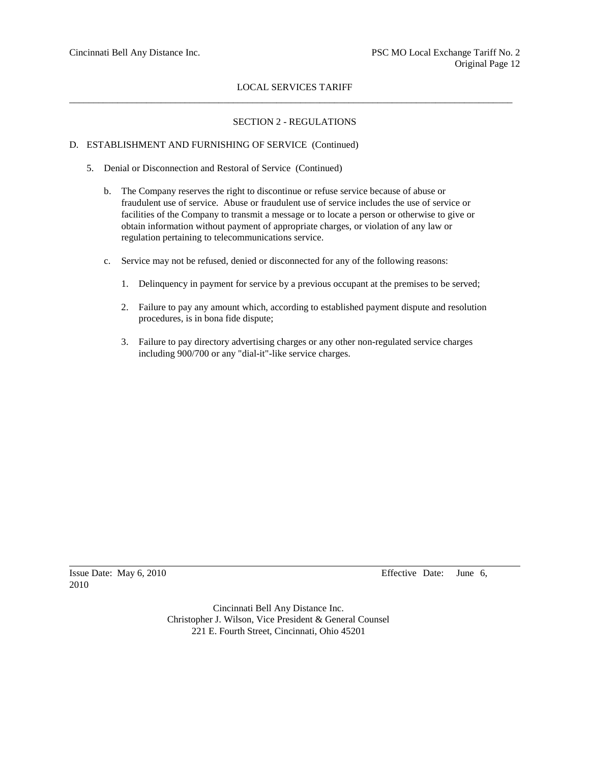LOCAL SERVICES TARIFF

## SECTION 2 - REGULATIONS

D. ESTABLISHMENT AND FURNISHING OF SERVICE (Continued)

5. Denial or Disconnection and Restoral of Service (Continued)

   b. The Company reserves the right to discontinue or refuse service because of abuse or fraudulent use of service. Abuse or fraudulent use of service includes the use of service or facilities of the Company to transmit a message or to locate a person or otherwise to give or obtain information without payment of appropriate charges, or violation of any law or regulation pertaining to telecommunications service.

   c. Service may not be refused, denied or disconnected for any of the following reasons:

      1. Delinquency in payment for service by a previous occupant at the premises to be served;

      2. Failure to pay any amount which, according to established payment dispute and resolution procedures, is in bona fide dispute;

      3. Failure to pay directory advertising charges or any other non-regulated service charges including 900/700 or any "dial-it"-like service charges.

Issue Date: May 6, 2010 Effective Date: June 6, 2010

Cincinnati Bell Any Distance Inc.
Christopher J. Wilson, Vice President & General Counsel
221 E. Fourth Street, Cincinnati, Ohio 45201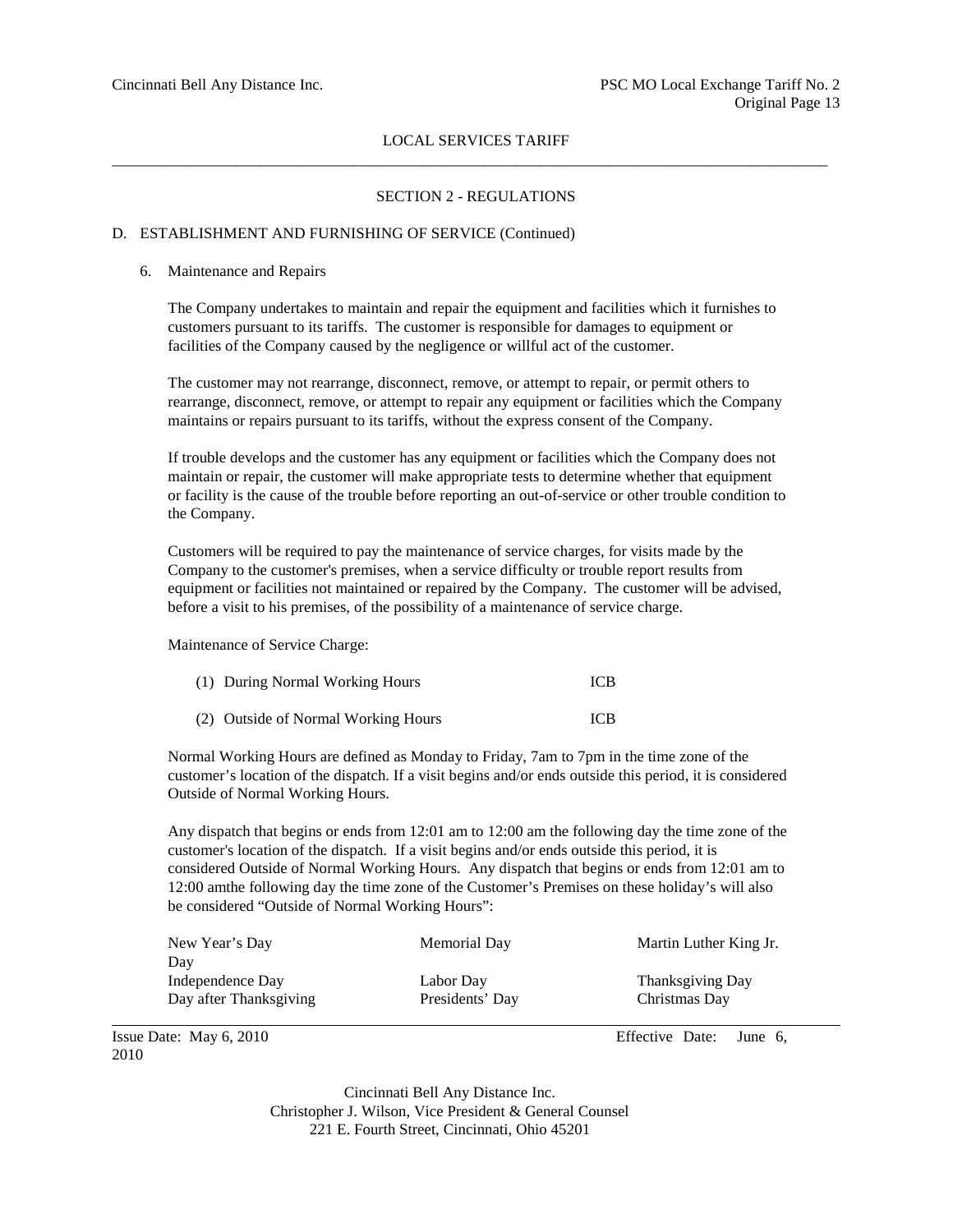LOCAL SERVICES TARIFF

## SECTION 2 - REGULATIONS

### D. ESTABLISHMENT AND FURNISHING OF SERVICE (Continued)

6. Maintenance and Repairs

The Company undertakes to maintain and repair the equipment and facilities which it furnishes to customers pursuant to its tariffs. The customer is responsible for damages to equipment or facilities of the Company caused by the negligence or willful act of the customer.

The customer may not rearrange, disconnect, remove, or attempt to repair, or permit others to rearrange, disconnect, remove, or attempt to repair any equipment or facilities which the Company maintains or repairs pursuant to its tariffs, without the express consent of the Company.

If trouble develops and the customer has any equipment or facilities which the Company does not maintain or repair, the customer will make appropriate tests to determine whether that equipment or facility is the cause of the trouble before reporting an out-of-service or other trouble condition to the Company.

Customers will be required to pay the maintenance of service charges, for visits made by the Company to the customer's premises, when a service difficulty or trouble report results from equipment or facilities not maintained or repaired by the Company. The customer will be advised, before a visit to his premises, of the possibility of a maintenance of service charge.

Maintenance of Service Charge:

| | |
|---|---|
| (1) During Normal Working Hours | ICB |
| (2) Outside of Normal Working Hours | ICB |

Normal Working Hours are defined as Monday to Friday, 7am to 7pm in the time zone of the customer's location of the dispatch. If a visit begins and/or ends outside this period, it is considered Outside of Normal Working Hours.

Any dispatch that begins or ends from 12:01 am to 12:00 am the following day the time zone of the customer's location of the dispatch. If a visit begins and/or ends outside this period, it is considered Outside of Normal Working Hours. Any dispatch that begins or ends from 12:01 am to 12:00 amthe following day the time zone of the Customer's Premises on these holiday's will also be considered "Outside of Normal Working Hours":

| | | |
|---|---|---|
| New Year's Day | Memorial Day | Martin Luther King Jr. Day |
| Independence Day | Labor Day | Thanksgiving Day |
| Day after Thanksgiving | Presidents' Day | Christmas Day |

Issue Date: May 6, 2010 Effective Date: June 6, 2010

Cincinnati Bell Any Distance Inc.
Christopher J. Wilson, Vice President & General Counsel
221 E. Fourth Street, Cincinnati, Ohio 45201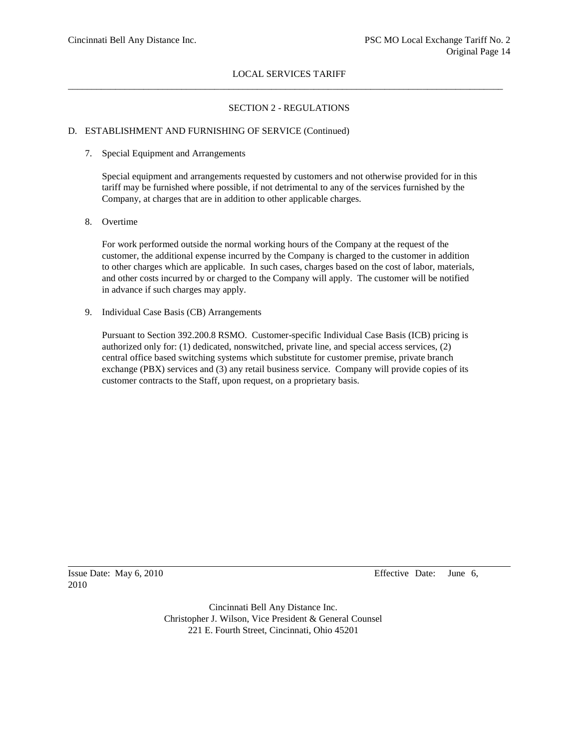LOCAL SERVICES TARIFF

## SECTION 2 - REGULATIONS

### D. ESTABLISHMENT AND FURNISHING OF SERVICE (Continued)

7. Special Equipment and Arrangements

   Special equipment and arrangements requested by customers and not otherwise provided for in this tariff may be furnished where possible, if not detrimental to any of the services furnished by the Company, at charges that are in addition to other applicable charges.

8. Overtime

   For work performed outside the normal working hours of the Company at the request of the customer, the additional expense incurred by the Company is charged to the customer in addition to other charges which are applicable. In such cases, charges based on the cost of labor, materials, and other costs incurred by or charged to the Company will apply. The customer will be notified in advance if such charges may apply.

9. Individual Case Basis (CB) Arrangements

   Pursuant to Section 392.200.8 RSMO. Customer-specific Individual Case Basis (ICB) pricing is authorized only for: (1) dedicated, nonswitched, private line, and special access services, (2) central office based switching systems which substitute for customer premise, private branch exchange (PBX) services and (3) any retail business service. Company will provide copies of its customer contracts to the Staff, upon request, on a proprietary basis.

Issue Date: May 6, 2010 Effective Date: June 6, 2010

Cincinnati Bell Any Distance Inc.
Christopher J. Wilson, Vice President & General Counsel
221 E. Fourth Street, Cincinnati, Ohio 45201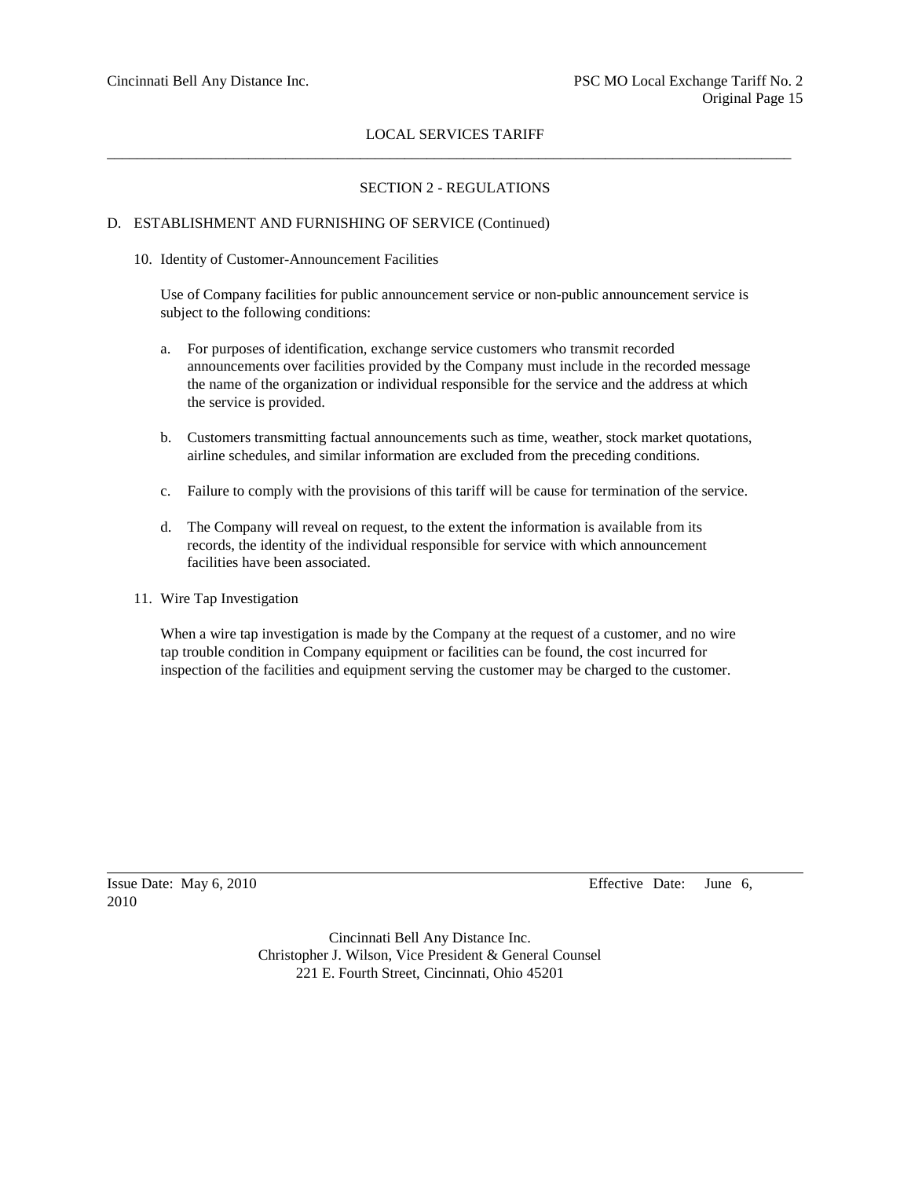## SECTION 2 - REGULATIONS

### D. ESTABLISHMENT AND FURNISHING OF SERVICE (Continued)

10. Identity of Customer-Announcement Facilities

    Use of Company facilities for public announcement service or non-public announcement service is subject to the following conditions:

    a. For purposes of identification, exchange service customers who transmit recorded announcements over facilities provided by the Company must include in the recorded message the name of the organization or individual responsible for the service and the address at which the service is provided.

    b. Customers transmitting factual announcements such as time, weather, stock market quotations, airline schedules, and similar information are excluded from the preceding conditions.

    c. Failure to comply with the provisions of this tariff will be cause for termination of the service.

    d. The Company will reveal on request, to the extent the information is available from its records, the identity of the individual responsible for service with which announcement facilities have been associated.

11. Wire Tap Investigation

    When a wire tap investigation is made by the Company at the request of a customer, and no wire tap trouble condition in Company equipment or facilities can be found, the cost incurred for inspection of the facilities and equipment serving the customer may be charged to the customer.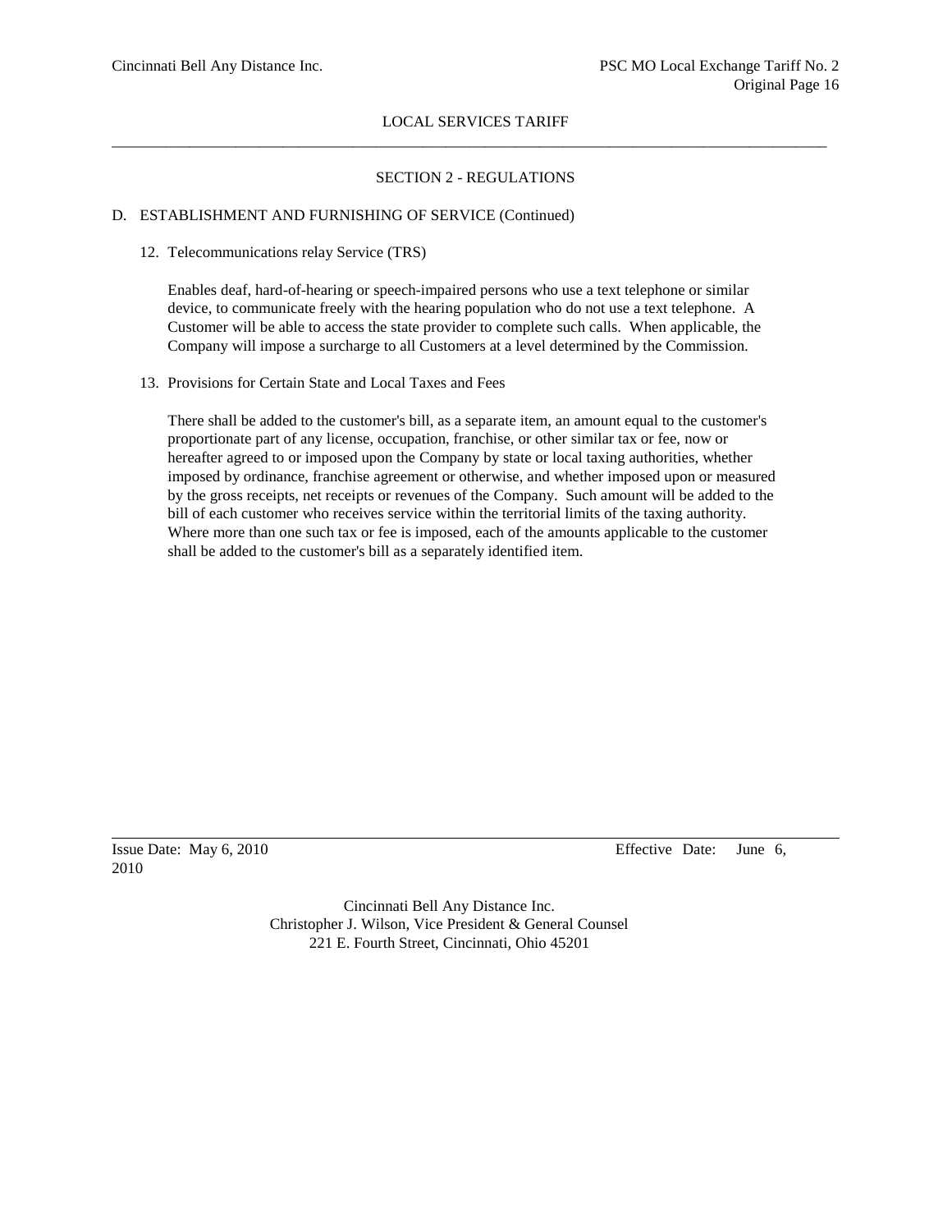## SECTION 2 - REGULATIONS

### D. ESTABLISHMENT AND FURNISHING OF SERVICE (Continued)

12. Telecommunications relay Service (TRS)

    Enables deaf, hard-of-hearing or speech-impaired persons who use a text telephone or similar device, to communicate freely with the hearing population who do not use a text telephone. A Customer will be able to access the state provider to complete such calls. When applicable, the Company will impose a surcharge to all Customers at a level determined by the Commission.

13. Provisions for Certain State and Local Taxes and Fees

    There shall be added to the customer's bill, as a separate item, an amount equal to the customer's proportionate part of any license, occupation, franchise, or other similar tax or fee, now or hereafter agreed to or imposed upon the Company by state or local taxing authorities, whether imposed by ordinance, franchise agreement or otherwise, and whether imposed upon or measured by the gross receipts, net receipts or revenues of the Company. Such amount will be added to the bill of each customer who receives service within the territorial limits of the taxing authority. Where more than one such tax or fee is imposed, each of the amounts applicable to the customer shall be added to the customer's bill as a separately identified item.

Issue Date: May 6, 2010 Effective Date: June 6, 2010

Cincinnati Bell Any Distance Inc.
Christopher J. Wilson, Vice President & General Counsel
221 E. Fourth Street, Cincinnati, Ohio 45201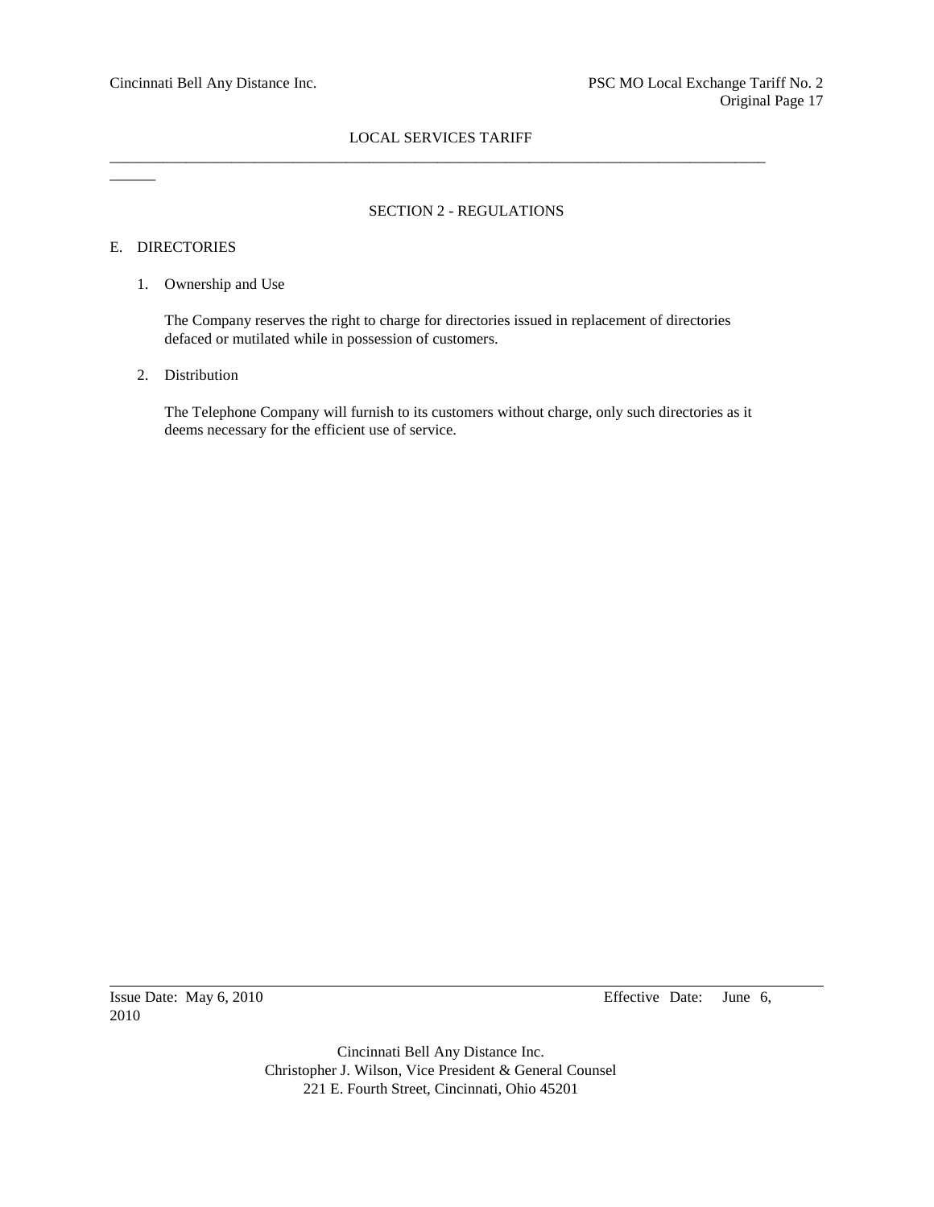## SECTION 2 - REGULATIONS

### E. DIRECTORIES

1. Ownership and Use

   The Company reserves the right to charge for directories issued in replacement of directories defaced or mutilated while in possession of customers.

2. Distribution

   The Telephone Company will furnish to its customers without charge, only such directories as it deems necessary for the efficient use of service.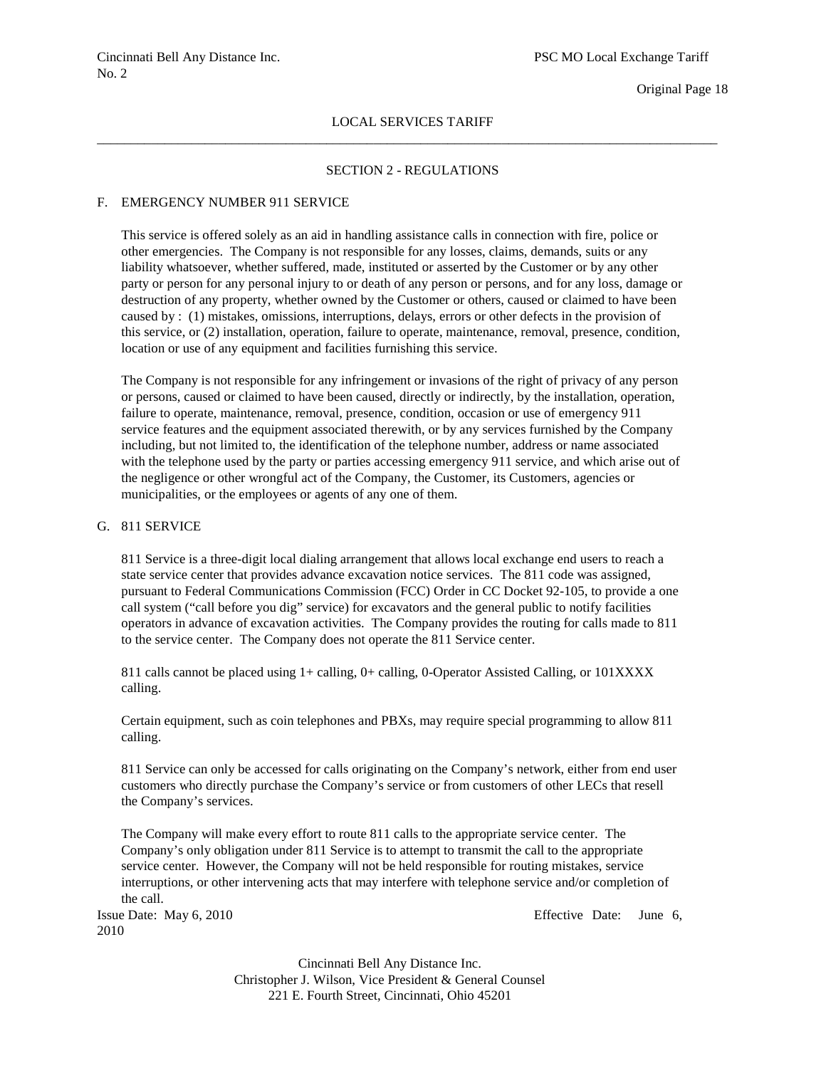## SECTION 2 - REGULATIONS

### F. EMERGENCY NUMBER 911 SERVICE

This service is offered solely as an aid in handling assistance calls in connection with fire, police or other emergencies. The Company is not responsible for any losses, claims, demands, suits or any liability whatsoever, whether suffered, made, instituted or asserted by the Customer or by any other party or person for any personal injury to or death of any person or persons, and for any loss, damage or destruction of any property, whether owned by the Customer or others, caused or claimed to have been caused by : (1) mistakes, omissions, interruptions, delays, errors or other defects in the provision of this service, or (2) installation, operation, failure to operate, maintenance, removal, presence, condition, location or use of any equipment and facilities furnishing this service.

The Company is not responsible for any infringement or invasions of the right of privacy of any person or persons, caused or claimed to have been caused, directly or indirectly, by the installation, operation, failure to operate, maintenance, removal, presence, condition, occasion or use of emergency 911 service features and the equipment associated therewith, or by any services furnished by the Company including, but not limited to, the identification of the telephone number, address or name associated with the telephone used by the party or parties accessing emergency 911 service, and which arise out of the negligence or other wrongful act of the Company, the Customer, its Customers, agencies or municipalities, or the employees or agents of any one of them.

### G. 811 SERVICE

811 Service is a three-digit local dialing arrangement that allows local exchange end users to reach a state service center that provides advance excavation notice services. The 811 code was assigned, pursuant to Federal Communications Commission (FCC) Order in CC Docket 92-105, to provide a one call system ("call before you dig" service) for excavators and the general public to notify facilities operators in advance of excavation activities. The Company provides the routing for calls made to 811 to the service center. The Company does not operate the 811 Service center.

811 calls cannot be placed using 1+ calling, 0+ calling, 0-Operator Assisted Calling, or 101XXXX calling.

Certain equipment, such as coin telephones and PBXs, may require special programming to allow 811 calling.

811 Service can only be accessed for calls originating on the Company's network, either from end user customers who directly purchase the Company's service or from customers of other LECs that resell the Company's services.

The Company will make every effort to route 811 calls to the appropriate service center. The Company's only obligation under 811 Service is to attempt to transmit the call to the appropriate service center. However, the Company will not be held responsible for routing mistakes, service interruptions, or other intervening acts that may interfere with telephone service and/or completion of the call.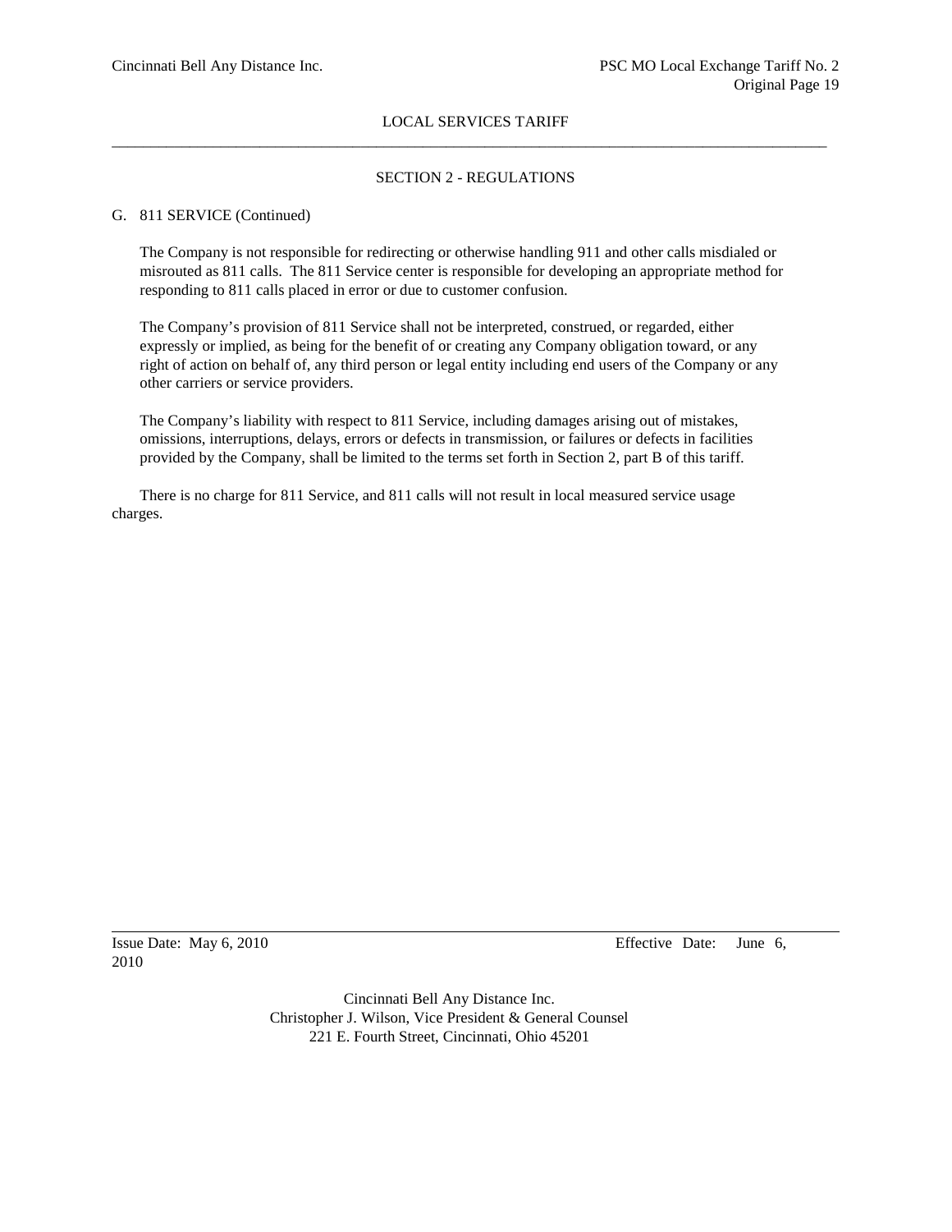## SECTION 2 - REGULATIONS

G. 811 SERVICE (Continued)

The Company is not responsible for redirecting or otherwise handling 911 and other calls misdialed or misrouted as 811 calls. The 811 Service center is responsible for developing an appropriate method for responding to 811 calls placed in error or due to customer confusion.

The Company's provision of 811 Service shall not be interpreted, construed, or regarded, either expressly or implied, as being for the benefit of or creating any Company obligation toward, or any right of action on behalf of, any third person or legal entity including end users of the Company or any other carriers or service providers.

The Company's liability with respect to 811 Service, including damages arising out of mistakes, omissions, interruptions, delays, errors or defects in transmission, or failures or defects in facilities provided by the Company, shall be limited to the terms set forth in Section 2, part B of this tariff.

There is no charge for 811 Service, and 811 calls will not result in local measured service usage charges.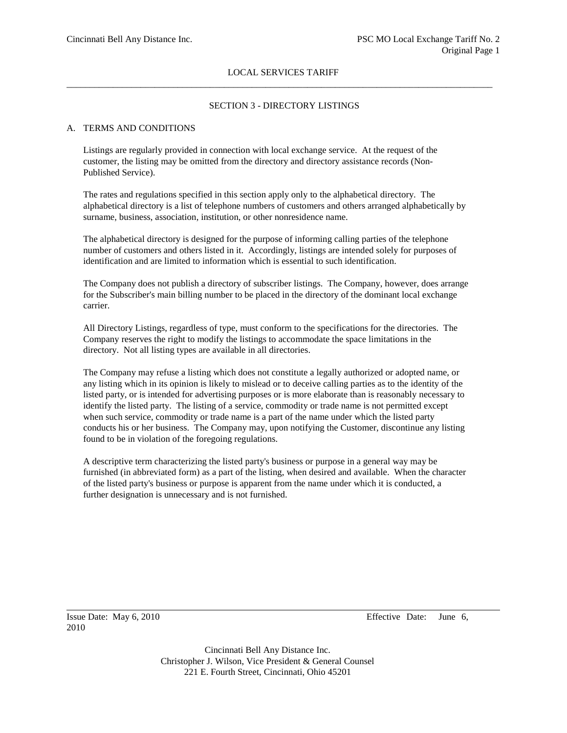LOCAL SERVICES TARIFF

## SECTION 3 - DIRECTORY LISTINGS

### A. TERMS AND CONDITIONS

Listings are regularly provided in connection with local exchange service. At the request of the customer, the listing may be omitted from the directory and directory assistance records (Non-Published Service).

The rates and regulations specified in this section apply only to the alphabetical directory. The alphabetical directory is a list of telephone numbers of customers and others arranged alphabetically by surname, business, association, institution, or other nonresidence name.

The alphabetical directory is designed for the purpose of informing calling parties of the telephone number of customers and others listed in it. Accordingly, listings are intended solely for purposes of identification and are limited to information which is essential to such identification.

The Company does not publish a directory of subscriber listings. The Company, however, does arrange for the Subscriber's main billing number to be placed in the directory of the dominant local exchange carrier.

All Directory Listings, regardless of type, must conform to the specifications for the directories. The Company reserves the right to modify the listings to accommodate the space limitations in the directory. Not all listing types are available in all directories.

The Company may refuse a listing which does not constitute a legally authorized or adopted name, or any listing which in its opinion is likely to mislead or to deceive calling parties as to the identity of the listed party, or is intended for advertising purposes or is more elaborate than is reasonably necessary to identify the listed party. The listing of a service, commodity or trade name is not permitted except when such service, commodity or trade name is a part of the name under which the listed party conducts his or her business. The Company may, upon notifying the Customer, discontinue any listing found to be in violation of the foregoing regulations.

A descriptive term characterizing the listed party's business or purpose in a general way may be furnished (in abbreviated form) as a part of the listing, when desired and available. When the character of the listed party's business or purpose is apparent from the name under which it is conducted, a further designation is unnecessary and is not furnished.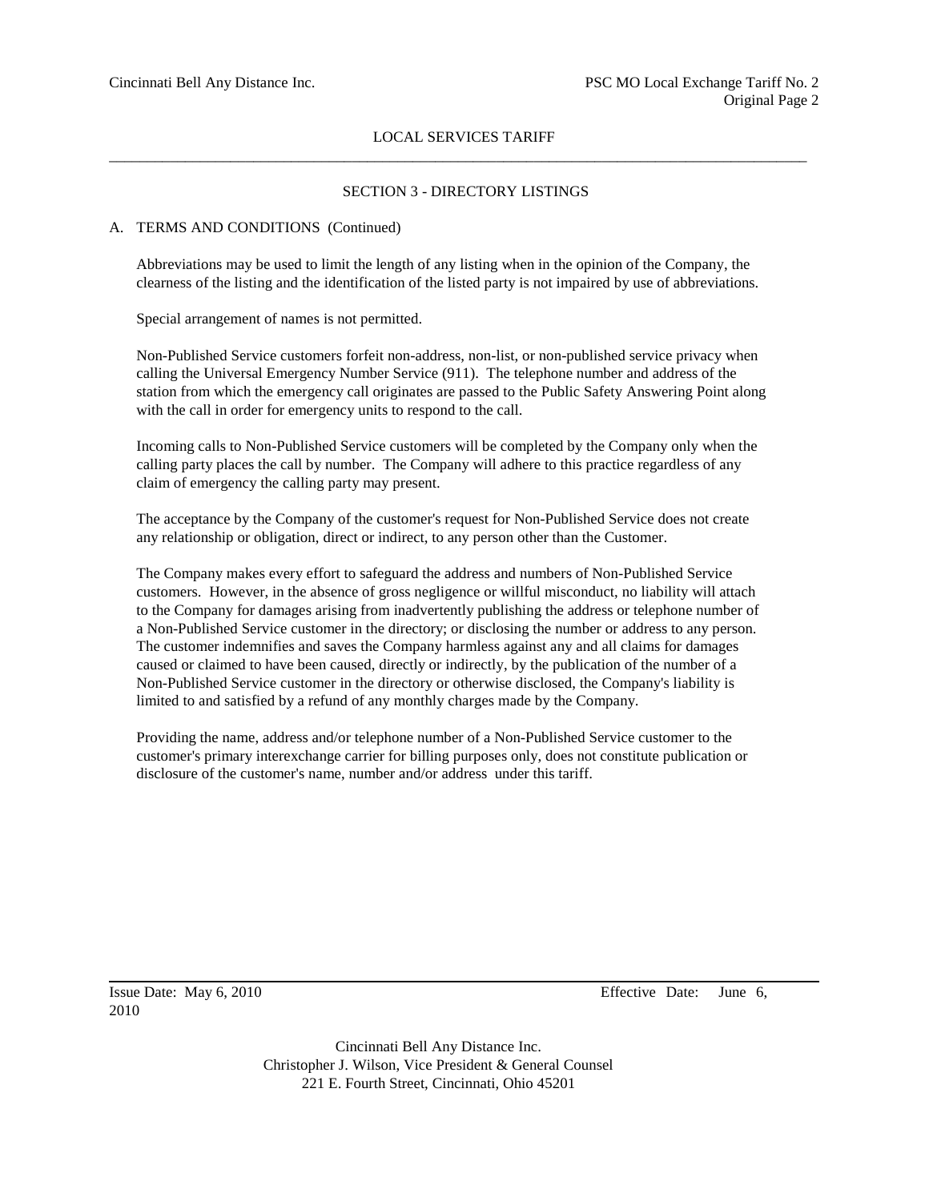LOCAL SERVICES TARIFF

## SECTION 3 - DIRECTORY LISTINGS

A. TERMS AND CONDITIONS (Continued)

Abbreviations may be used to limit the length of any listing when in the opinion of the Company, the clearness of the listing and the identification of the listed party is not impaired by use of abbreviations.

Special arrangement of names is not permitted.

Non-Published Service customers forfeit non-address, non-list, or non-published service privacy when calling the Universal Emergency Number Service (911). The telephone number and address of the station from which the emergency call originates are passed to the Public Safety Answering Point along with the call in order for emergency units to respond to the call.

Incoming calls to Non-Published Service customers will be completed by the Company only when the calling party places the call by number. The Company will adhere to this practice regardless of any claim of emergency the calling party may present.

The acceptance by the Company of the customer's request for Non-Published Service does not create any relationship or obligation, direct or indirect, to any person other than the Customer.

The Company makes every effort to safeguard the address and numbers of Non-Published Service customers. However, in the absence of gross negligence or willful misconduct, no liability will attach to the Company for damages arising from inadvertently publishing the address or telephone number of a Non-Published Service customer in the directory; or disclosing the number or address to any person. The customer indemnifies and saves the Company harmless against any and all claims for damages caused or claimed to have been caused, directly or indirectly, by the publication of the number of a Non-Published Service customer in the directory or otherwise disclosed, the Company's liability is limited to and satisfied by a refund of any monthly charges made by the Company.

Providing the name, address and/or telephone number of a Non-Published Service customer to the customer's primary interexchange carrier for billing purposes only, does not constitute publication or disclosure of the customer's name, number and/or address under this tariff.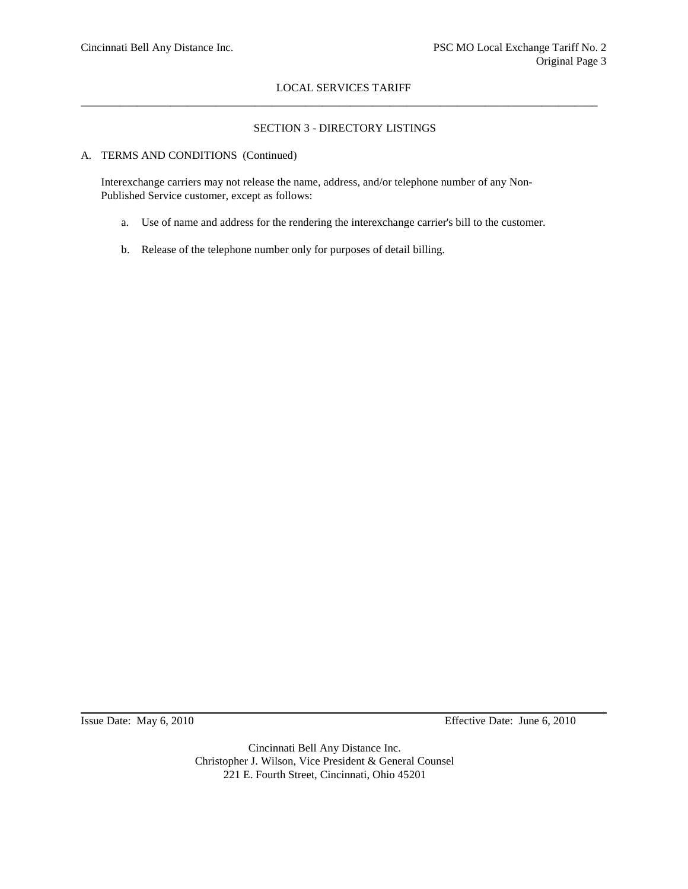## SECTION 3 - DIRECTORY LISTINGS

A. TERMS AND CONDITIONS (Continued)

Interexchange carriers may not release the name, address, and/or telephone number of any Non-Published Service customer, except as follows:

a. Use of name and address for the rendering the interexchange carrier's bill to the customer.

b. Release of the telephone number only for purposes of detail billing.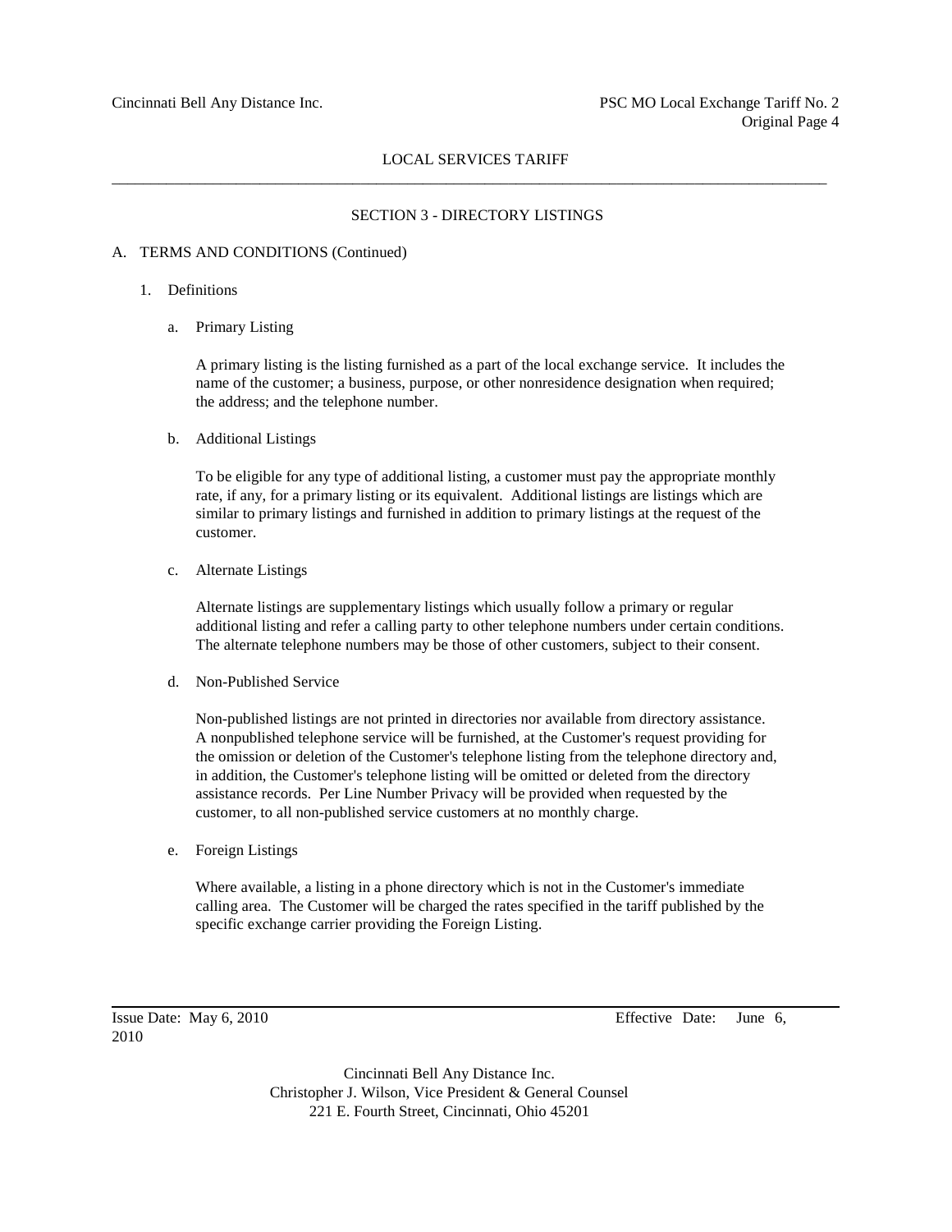## LOCAL SERVICES TARIFF

### SECTION 3 - DIRECTORY LISTINGS

A. TERMS AND CONDITIONS (Continued)

1. Definitions

   a. Primary Listing

      A primary listing is the listing furnished as a part of the local exchange service. It includes the name of the customer; a business, purpose, or other nonresidence designation when required; the address; and the telephone number.

   b. Additional Listings

      To be eligible for any type of additional listing, a customer must pay the appropriate monthly rate, if any, for a primary listing or its equivalent. Additional listings are listings which are similar to primary listings and furnished in addition to primary listings at the request of the customer.

   c. Alternate Listings

      Alternate listings are supplementary listings which usually follow a primary or regular additional listing and refer a calling party to other telephone numbers under certain conditions. The alternate telephone numbers may be those of other customers, subject to their consent.

   d. Non-Published Service

      Non-published listings are not printed in directories nor available from directory assistance. A nonpublished telephone service will be furnished, at the Customer's request providing for the omission or deletion of the Customer's telephone listing from the telephone directory and, in addition, the Customer's telephone listing will be omitted or deleted from the directory assistance records. Per Line Number Privacy will be provided when requested by the customer, to all non-published service customers at no monthly charge.

   e. Foreign Listings

      Where available, a listing in a phone directory which is not in the Customer's immediate calling area. The Customer will be charged the rates specified in the tariff published by the specific exchange carrier providing the Foreign Listing.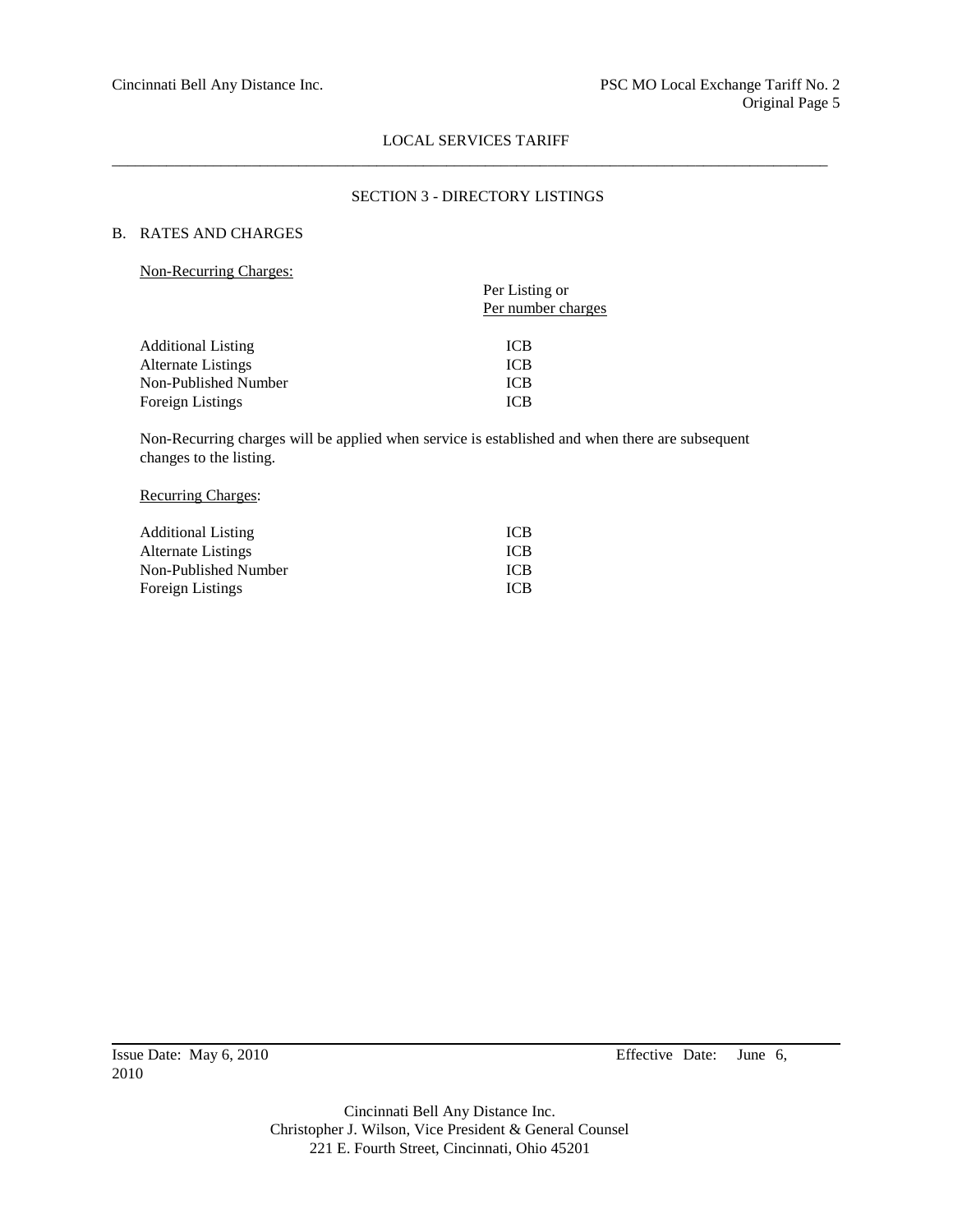LOCAL SERVICES TARIFF

## SECTION 3 - DIRECTORY LISTINGS

### B. RATES AND CHARGES

Non-Recurring Charges:

| | Per Listing or Per number charges |
|---|---|
| Additional Listing | ICB |
| Alternate Listings | ICB |
| Non-Published Number | ICB |
| Foreign Listings | ICB |

Non-Recurring charges will be applied when service is established and when there are subsequent changes to the listing.

Recurring Charges:

| | |
|---|---|
| Additional Listing | ICB |
| Alternate Listings | ICB |
| Non-Published Number | ICB |
| Foreign Listings | ICB |

Issue Date: May 6, 2010 Effective Date: June 6, 2010

Cincinnati Bell Any Distance Inc.
Christopher J. Wilson, Vice President & General Counsel
221 E. Fourth Street, Cincinnati, Ohio 45201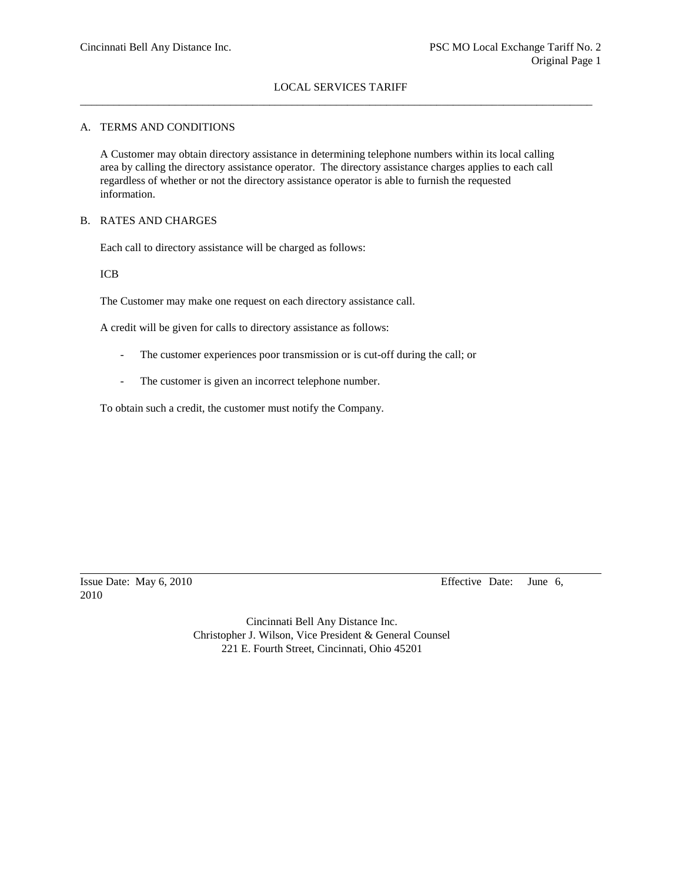# LOCAL SERVICES TARIFF

## A. TERMS AND CONDITIONS

A Customer may obtain directory assistance in determining telephone numbers within its local calling area by calling the directory assistance operator. The directory assistance charges applies to each call regardless of whether or not the directory assistance operator is able to furnish the requested information.

## B. RATES AND CHARGES

Each call to directory assistance will be charged as follows:

ICB

The Customer may make one request on each directory assistance call.

A credit will be given for calls to directory assistance as follows:

- The customer experiences poor transmission or is cut-off during the call; or
- The customer is given an incorrect telephone number.

To obtain such a credit, the customer must notify the Company.

Issue Date: May 6, 2010 Effective Date: June 6, 2010

Cincinnati Bell Any Distance Inc.
Christopher J. Wilson, Vice President & General Counsel
221 E. Fourth Street, Cincinnati, Ohio 45201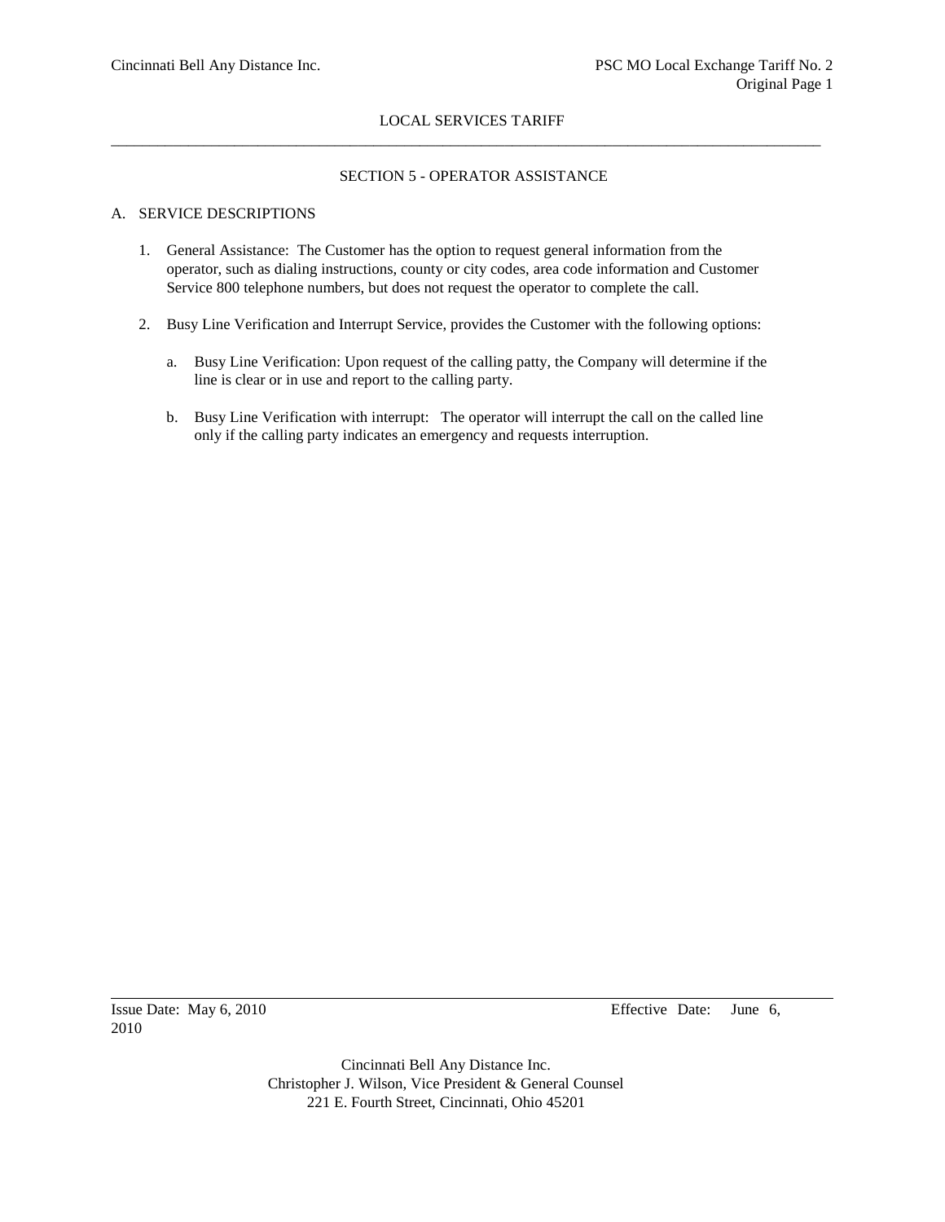LOCAL SERVICES TARIFF

## SECTION 5 - OPERATOR ASSISTANCE

### A. SERVICE DESCRIPTIONS

1. General Assistance: The Customer has the option to request general information from the operator, such as dialing instructions, county or city codes, area code information and Customer Service 800 telephone numbers, but does not request the operator to complete the call.

2. Busy Line Verification and Interrupt Service, provides the Customer with the following options:

   a. Busy Line Verification: Upon request of the calling patty, the Company will determine if the line is clear or in use and report to the calling party.

   b. Busy Line Verification with interrupt: The operator will interrupt the call on the called line only if the calling party indicates an emergency and requests interruption.

Issue Date: May 6, 2010 Effective Date: June 6, 2010

Cincinnati Bell Any Distance Inc.
Christopher J. Wilson, Vice President & General Counsel
221 E. Fourth Street, Cincinnati, Ohio 45201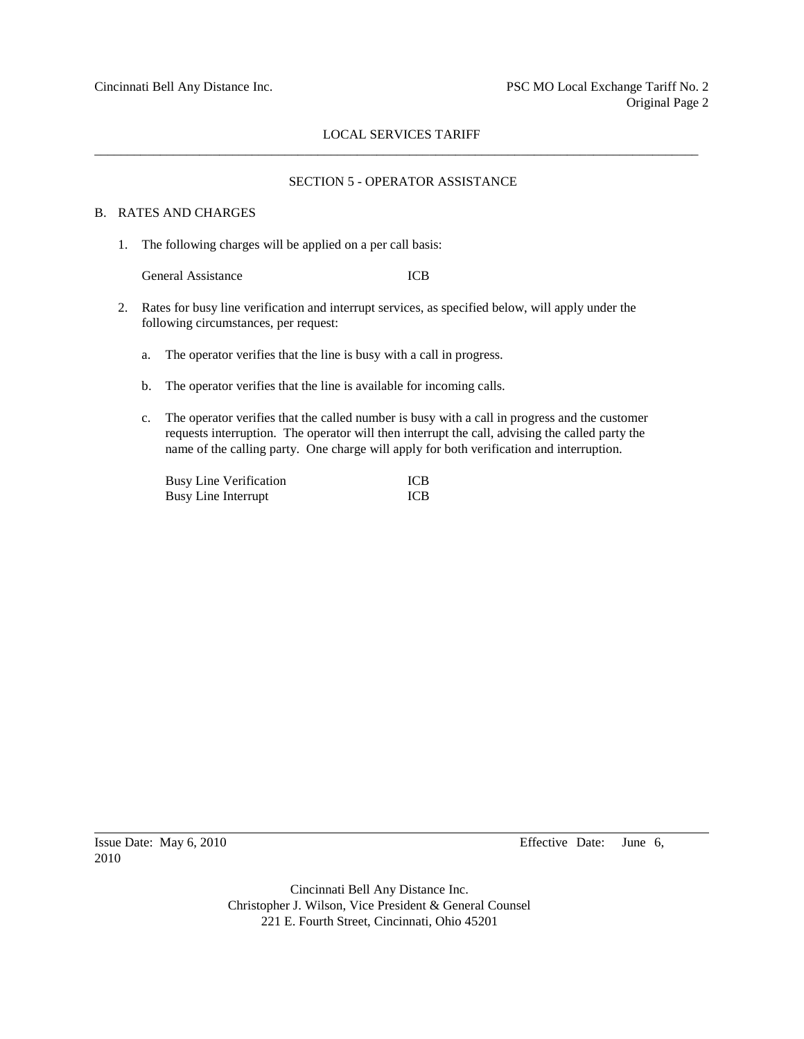## SECTION 5 - OPERATOR ASSISTANCE

B. RATES AND CHARGES

1. The following charges will be applied on a per call basis:

   | | |
   |---|---|
   | General Assistance | ICB |

2. Rates for busy line verification and interrupt services, as specified below, will apply under the following circumstances, per request:

   a. The operator verifies that the line is busy with a call in progress.

   b. The operator verifies that the line is available for incoming calls.

   c. The operator verifies that the called number is busy with a call in progress and the customer requests interruption. The operator will then interrupt the call, advising the called party the name of the calling party. One charge will apply for both verification and interruption.

   | | |
   |---|---|
   | Busy Line Verification | ICB |
   | Busy Line Interrupt | ICB |

Issue Date: May 6, 2010 Effective Date: June 6, 2010

Cincinnati Bell Any Distance Inc.
Christopher J. Wilson, Vice President & General Counsel
221 E. Fourth Street, Cincinnati, Ohio 45201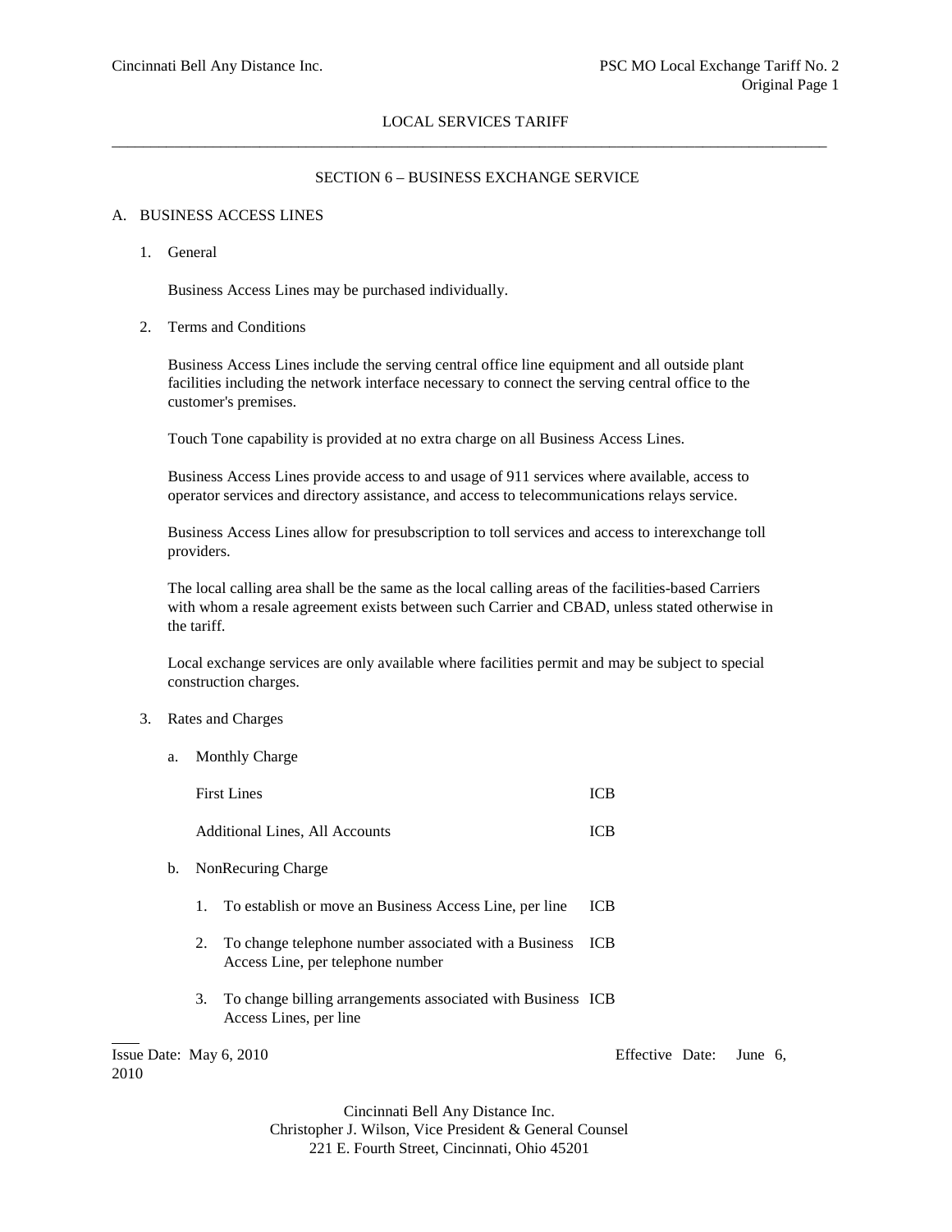LOCAL SERVICES TARIFF

## SECTION 6 – BUSINESS EXCHANGE SERVICE

### A. BUSINESS ACCESS LINES

1. General

   Business Access Lines may be purchased individually.

2. Terms and Conditions

   Business Access Lines include the serving central office line equipment and all outside plant facilities including the network interface necessary to connect the serving central office to the customer's premises.

   Touch Tone capability is provided at no extra charge on all Business Access Lines.

   Business Access Lines provide access to and usage of 911 services where available, access to operator services and directory assistance, and access to telecommunications relays service.

   Business Access Lines allow for presubscription to toll services and access to interexchange toll providers.

   The local calling area shall be the same as the local calling areas of the facilities-based Carriers with whom a resale agreement exists between such Carrier and CBAD, unless stated otherwise in the tariff.

   Local exchange services are only available where facilities permit and may be subject to special construction charges.

3. Rates and Charges

   a. Monthly Charge

| | |
|---|---|
| First Lines | ICB |
| Additional Lines, All Accounts | ICB |

   b. NonRecuring Charge

| | |
|---|---|
| 1. To establish or move an Business Access Line, per line | ICB |
| 2. To change telephone number associated with a Business Access Line, per telephone number | ICB |
| 3. To change billing arrangements associated with Business Access Lines, per line | ICB |

Issue Date: May 6, 2010 Effective Date: June 6, 2010

Cincinnati Bell Any Distance Inc.
Christopher J. Wilson, Vice President & General Counsel
221 E. Fourth Street, Cincinnati, Ohio 45201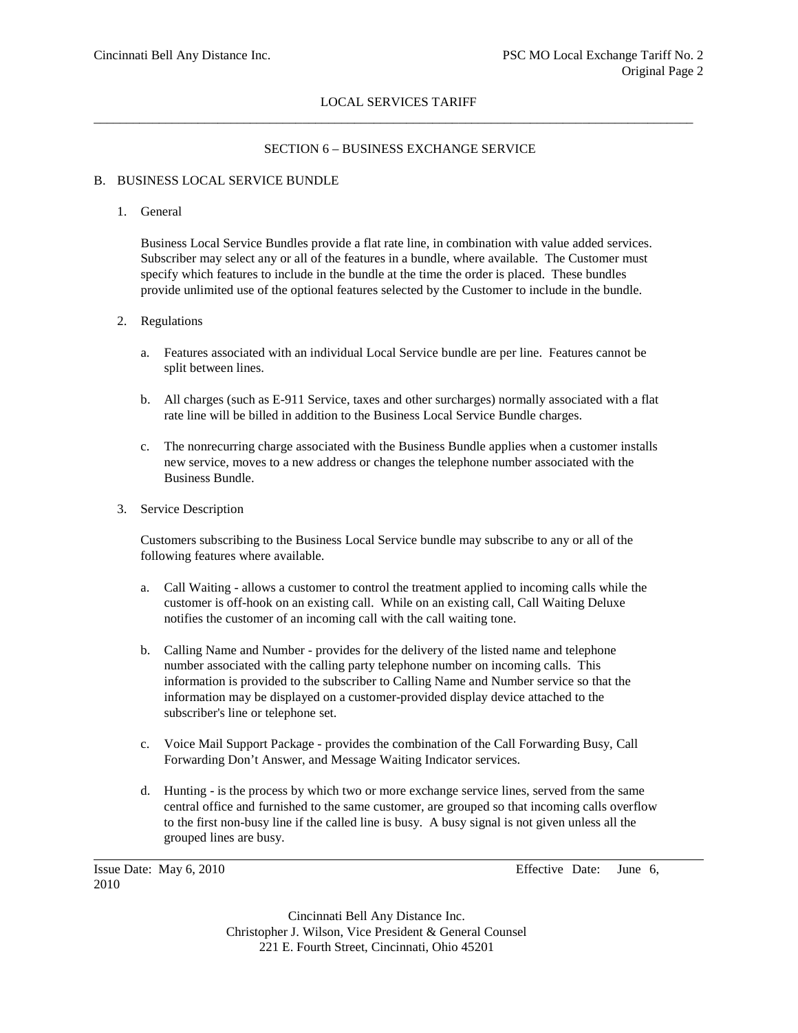LOCAL SERVICES TARIFF

SECTION 6 – BUSINESS EXCHANGE SERVICE

B. BUSINESS LOCAL SERVICE BUNDLE

1. General

   Business Local Service Bundles provide a flat rate line, in combination with value added services. Subscriber may select any or all of the features in a bundle, where available. The Customer must specify which features to include in the bundle at the time the order is placed. These bundles provide unlimited use of the optional features selected by the Customer to include in the bundle.

2. Regulations

   a. Features associated with an individual Local Service bundle are per line. Features cannot be split between lines.

   b. All charges (such as E-911 Service, taxes and other surcharges) normally associated with a flat rate line will be billed in addition to the Business Local Service Bundle charges.

   c. The nonrecurring charge associated with the Business Bundle applies when a customer installs new service, moves to a new address or changes the telephone number associated with the Business Bundle.

3. Service Description

   Customers subscribing to the Business Local Service bundle may subscribe to any or all of the following features where available.

   a. Call Waiting - allows a customer to control the treatment applied to incoming calls while the customer is off-hook on an existing call. While on an existing call, Call Waiting Deluxe notifies the customer of an incoming call with the call waiting tone.

   b. Calling Name and Number - provides for the delivery of the listed name and telephone number associated with the calling party telephone number on incoming calls. This information is provided to the subscriber to Calling Name and Number service so that the information may be displayed on a customer-provided display device attached to the subscriber's line or telephone set.

   c. Voice Mail Support Package - provides the combination of the Call Forwarding Busy, Call Forwarding Don't Answer, and Message Waiting Indicator services.

   d. Hunting - is the process by which two or more exchange service lines, served from the same central office and furnished to the same customer, are grouped so that incoming calls overflow to the first non-busy line if the called line is busy. A busy signal is not given unless all the grouped lines are busy.

Issue Date: May 6, 2010 Effective Date: June 6, 2010

Cincinnati Bell Any Distance Inc.
Christopher J. Wilson, Vice President & General Counsel
221 E. Fourth Street, Cincinnati, Ohio 45201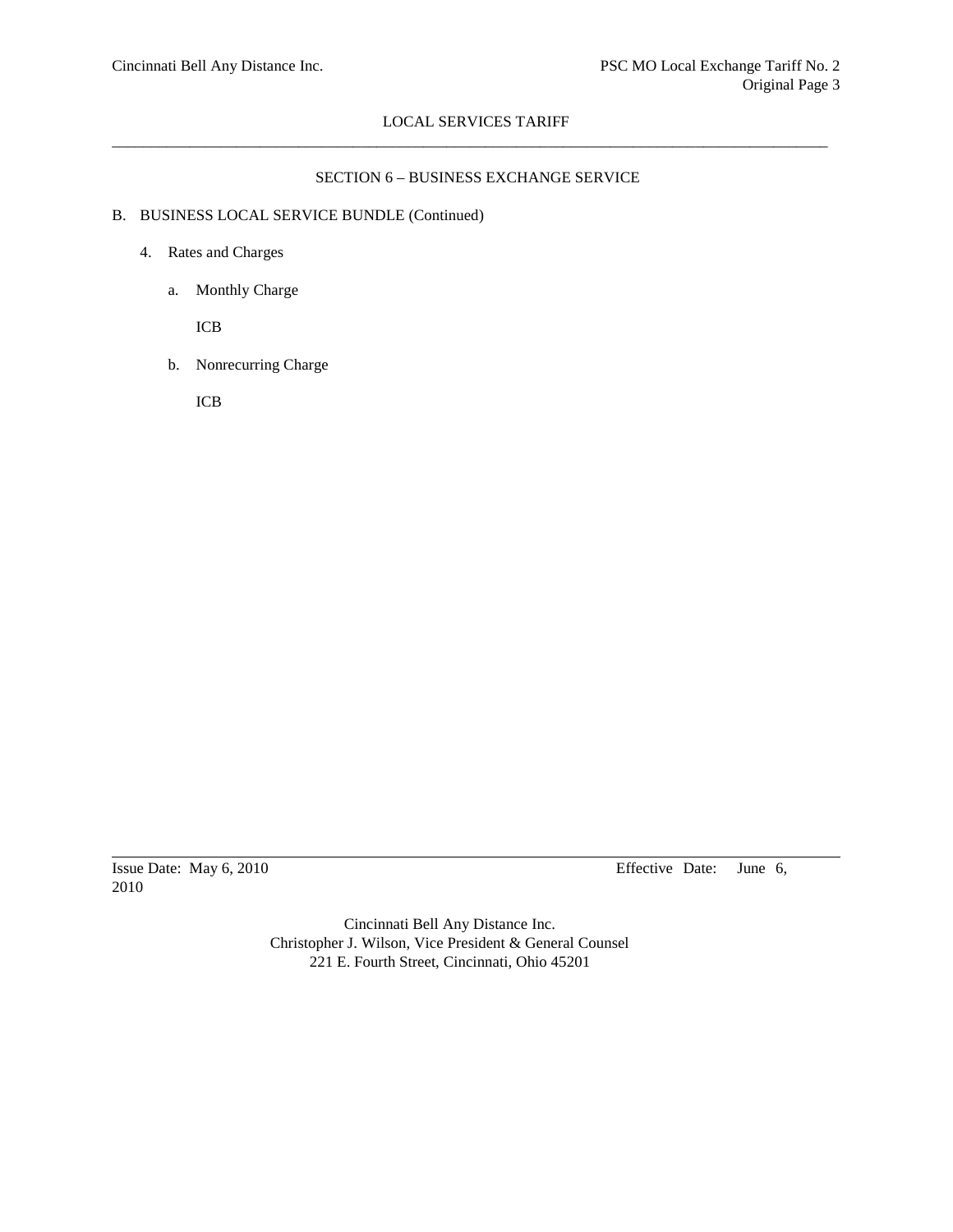## SECTION 6 – BUSINESS EXCHANGE SERVICE

B. BUSINESS LOCAL SERVICE BUNDLE (Continued)

4. Rates and Charges

   a. Monthly Charge

      ICB

   b. Nonrecurring Charge

      ICB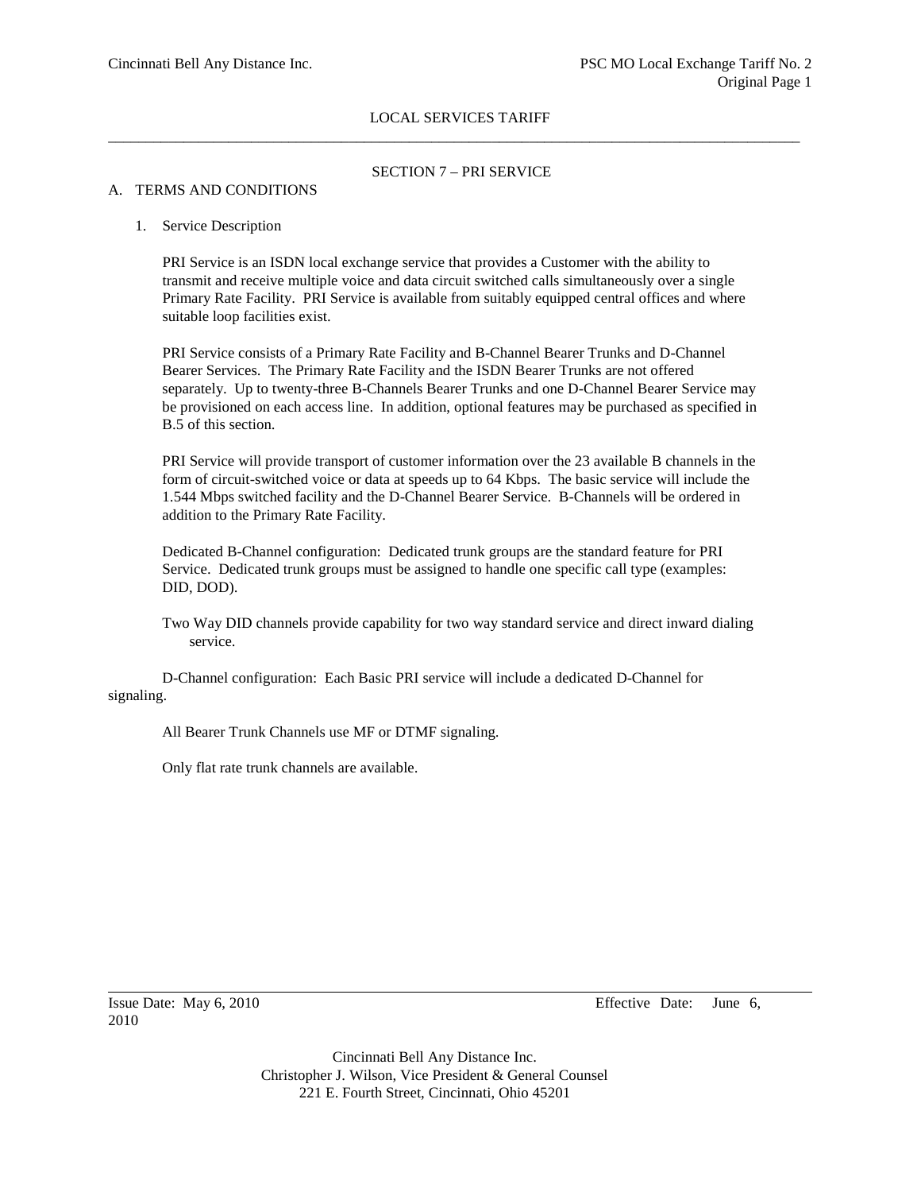LOCAL SERVICES TARIFF

## SECTION 7 – PRI SERVICE

### A. TERMS AND CONDITIONS

1. Service Description

   PRI Service is an ISDN local exchange service that provides a Customer with the ability to transmit and receive multiple voice and data circuit switched calls simultaneously over a single Primary Rate Facility. PRI Service is available from suitably equipped central offices and where suitable loop facilities exist.

   PRI Service consists of a Primary Rate Facility and B-Channel Bearer Trunks and D-Channel Bearer Services. The Primary Rate Facility and the ISDN Bearer Trunks are not offered separately. Up to twenty-three B-Channels Bearer Trunks and one D-Channel Bearer Service may be provisioned on each access line. In addition, optional features may be purchased as specified in B.5 of this section.

   PRI Service will provide transport of customer information over the 23 available B channels in the form of circuit-switched voice or data at speeds up to 64 Kbps. The basic service will include the 1.544 Mbps switched facility and the D-Channel Bearer Service. B-Channels will be ordered in addition to the Primary Rate Facility.

   Dedicated B-Channel configuration: Dedicated trunk groups are the standard feature for PRI Service. Dedicated trunk groups must be assigned to handle one specific call type (examples: DID, DOD).

   Two Way DID channels provide capability for two way standard service and direct inward dialing service.

   D-Channel configuration: Each Basic PRI service will include a dedicated D-Channel for signaling.

   All Bearer Trunk Channels use MF or DTMF signaling.

   Only flat rate trunk channels are available.

Issue Date: May 6, 2010 Effective Date: June 6, 2010

Cincinnati Bell Any Distance Inc.
Christopher J. Wilson, Vice President & General Counsel
221 E. Fourth Street, Cincinnati, Ohio 45201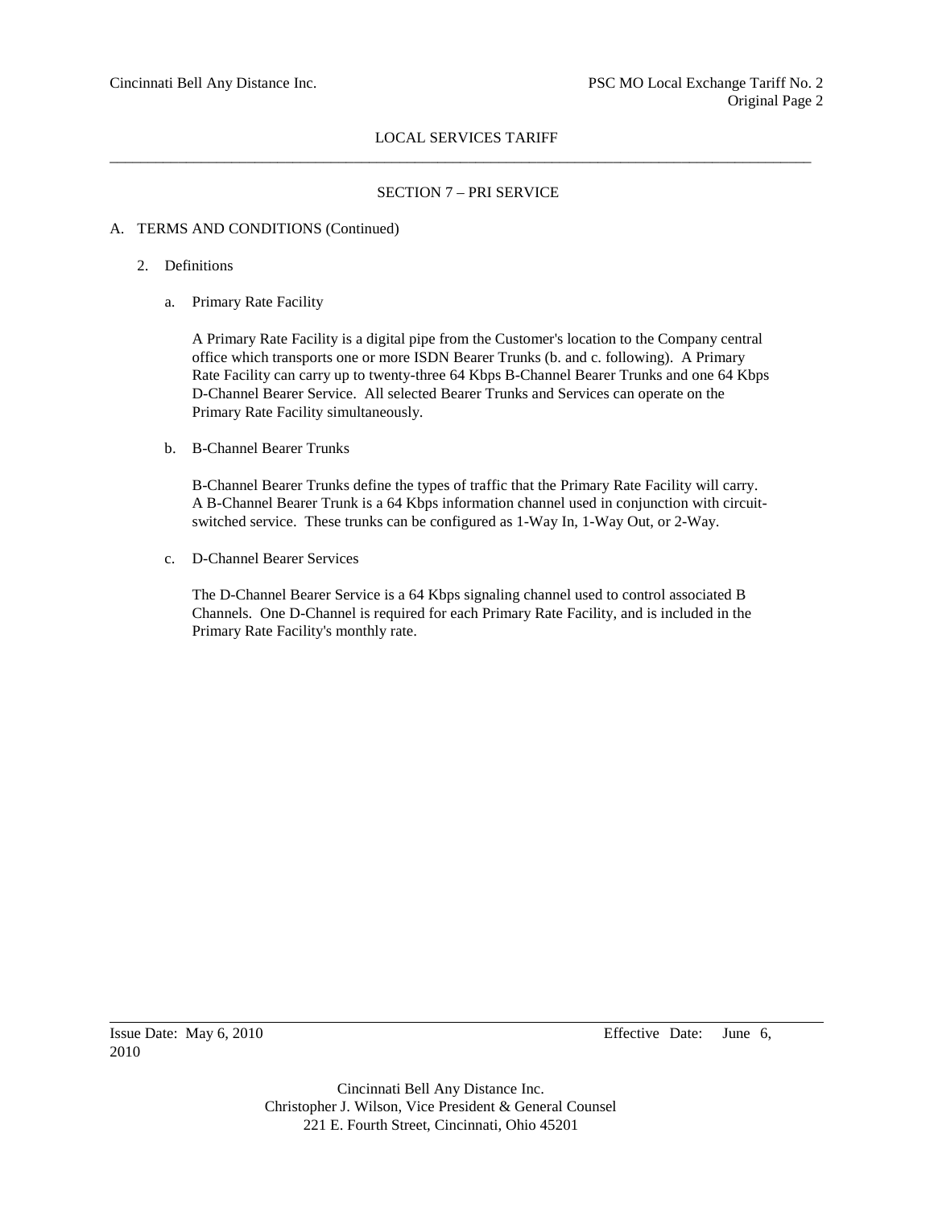## SECTION 7 – PRI SERVICE

A. TERMS AND CONDITIONS (Continued)

2. Definitions

   a. Primary Rate Facility

      A Primary Rate Facility is a digital pipe from the Customer's location to the Company central office which transports one or more ISDN Bearer Trunks (b. and c. following). A Primary Rate Facility can carry up to twenty-three 64 Kbps B-Channel Bearer Trunks and one 64 Kbps D-Channel Bearer Service. All selected Bearer Trunks and Services can operate on the Primary Rate Facility simultaneously.

   b. B-Channel Bearer Trunks

      B-Channel Bearer Trunks define the types of traffic that the Primary Rate Facility will carry. A B-Channel Bearer Trunk is a 64 Kbps information channel used in conjunction with circuit-switched service. These trunks can be configured as 1-Way In, 1-Way Out, or 2-Way.

   c. D-Channel Bearer Services

      The D-Channel Bearer Service is a 64 Kbps signaling channel used to control associated B Channels. One D-Channel is required for each Primary Rate Facility, and is included in the Primary Rate Facility's monthly rate.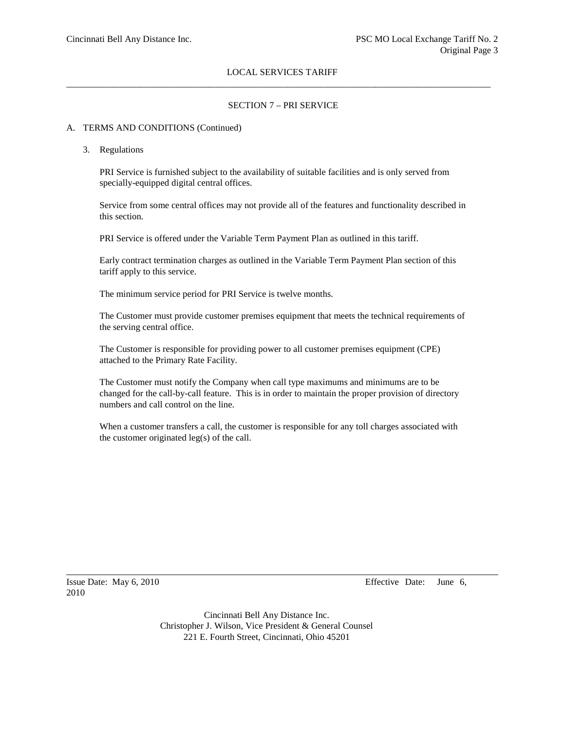LOCAL SERVICES TARIFF

SECTION 7 – PRI SERVICE

A. TERMS AND CONDITIONS (Continued)

3. Regulations

PRI Service is furnished subject to the availability of suitable facilities and is only served from specially-equipped digital central offices.

Service from some central offices may not provide all of the features and functionality described in this section.

PRI Service is offered under the Variable Term Payment Plan as outlined in this tariff.

Early contract termination charges as outlined in the Variable Term Payment Plan section of this tariff apply to this service.

The minimum service period for PRI Service is twelve months.

The Customer must provide customer premises equipment that meets the technical requirements of the serving central office.

The Customer is responsible for providing power to all customer premises equipment (CPE) attached to the Primary Rate Facility.

The Customer must notify the Company when call type maximums and minimums are to be changed for the call-by-call feature. This is in order to maintain the proper provision of directory numbers and call control on the line.

When a customer transfers a call, the customer is responsible for any toll charges associated with the customer originated leg(s) of the call.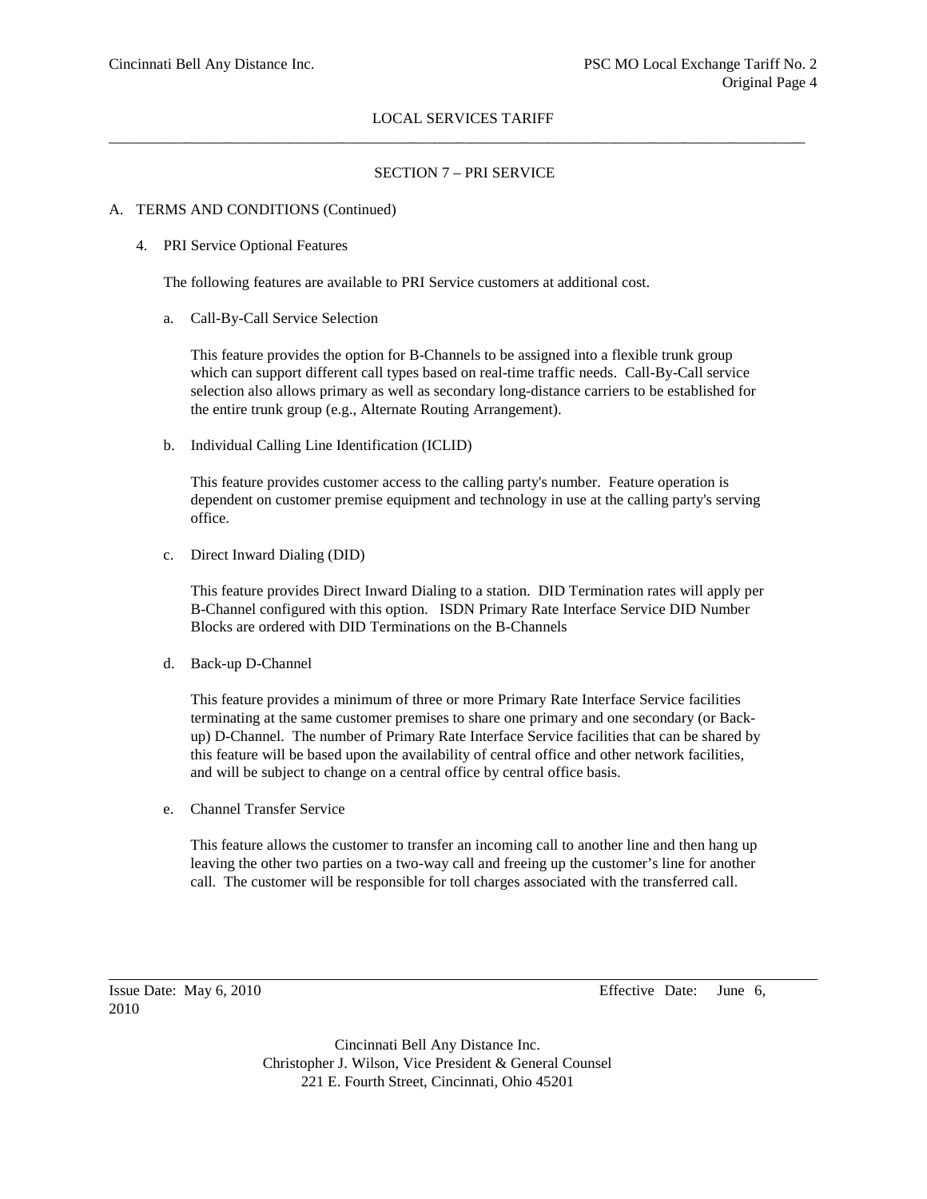LOCAL SERVICES TARIFF

SECTION 7 – PRI SERVICE

A. TERMS AND CONDITIONS (Continued)

4. PRI Service Optional Features

The following features are available to PRI Service customers at additional cost.

a. Call-By-Call Service Selection

This feature provides the option for B-Channels to be assigned into a flexible trunk group which can support different call types based on real-time traffic needs. Call-By-Call service selection also allows primary as well as secondary long-distance carriers to be established for the entire trunk group (e.g., Alternate Routing Arrangement).

b. Individual Calling Line Identification (ICLID)

This feature provides customer access to the calling party's number. Feature operation is dependent on customer premise equipment and technology in use at the calling party's serving office.

c. Direct Inward Dialing (DID)

This feature provides Direct Inward Dialing to a station. DID Termination rates will apply per B-Channel configured with this option. ISDN Primary Rate Interface Service DID Number Blocks are ordered with DID Terminations on the B-Channels

d. Back-up D-Channel

This feature provides a minimum of three or more Primary Rate Interface Service facilities terminating at the same customer premises to share one primary and one secondary (or Back-up) D-Channel. The number of Primary Rate Interface Service facilities that can be shared by this feature will be based upon the availability of central office and other network facilities, and will be subject to change on a central office by central office basis.

e. Channel Transfer Service

This feature allows the customer to transfer an incoming call to another line and then hang up leaving the other two parties on a two-way call and freeing up the customer's line for another call. The customer will be responsible for toll charges associated with the transferred call.

Issue Date: May 6, 2010 Effective Date: June 6, 2010

Cincinnati Bell Any Distance Inc.
Christopher J. Wilson, Vice President & General Counsel
221 E. Fourth Street, Cincinnati, Ohio 45201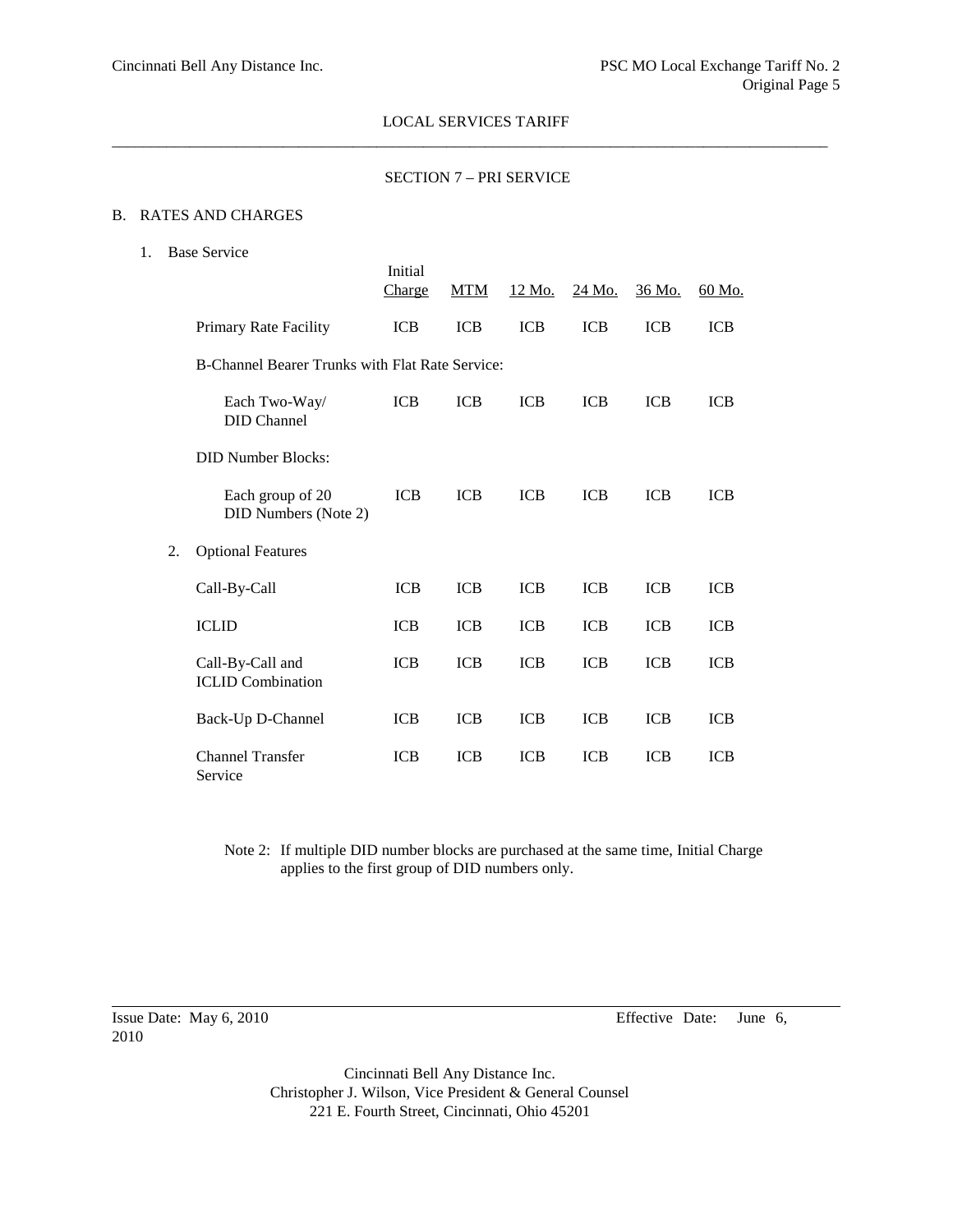LOCAL SERVICES TARIFF

SECTION 7 – PRI SERVICE

B. RATES AND CHARGES

1. Base Service

| | Initial Charge | MTM | 12 Mo. | 24 Mo. | 36 Mo. | 60 Mo. |
|---|---|---|---|---|---|---|
| Primary Rate Facility | ICB | ICB | ICB | ICB | ICB | ICB |
| B-Channel Bearer Trunks with Flat Rate Service: | | | | | | |
| Each Two-Way/ DID Channel | ICB | ICB | ICB | ICB | ICB | ICB |
| DID Number Blocks: | | | | | | |
| Each group of 20 DID Numbers (Note 2) | ICB | ICB | ICB | ICB | ICB | ICB |

2. Optional Features

| | Initial Charge | MTM | 12 Mo. | 24 Mo. | 36 Mo. | 60 Mo. |
|---|---|---|---|---|---|---|
| Call-By-Call | ICB | ICB | ICB | ICB | ICB | ICB |
| ICLID | ICB | ICB | ICB | ICB | ICB | ICB |
| Call-By-Call and ICLID Combination | ICB | ICB | ICB | ICB | ICB | ICB |
| Back-Up D-Channel | ICB | ICB | ICB | ICB | ICB | ICB |
| Channel Transfer Service | ICB | ICB | ICB | ICB | ICB | ICB |

Note 2: If multiple DID number blocks are purchased at the same time, Initial Charge applies to the first group of DID numbers only.

Issue Date: May 6, 2010 Effective Date: June 6, 2010

Cincinnati Bell Any Distance Inc.
Christopher J. Wilson, Vice President & General Counsel
221 E. Fourth Street, Cincinnati, Ohio 45201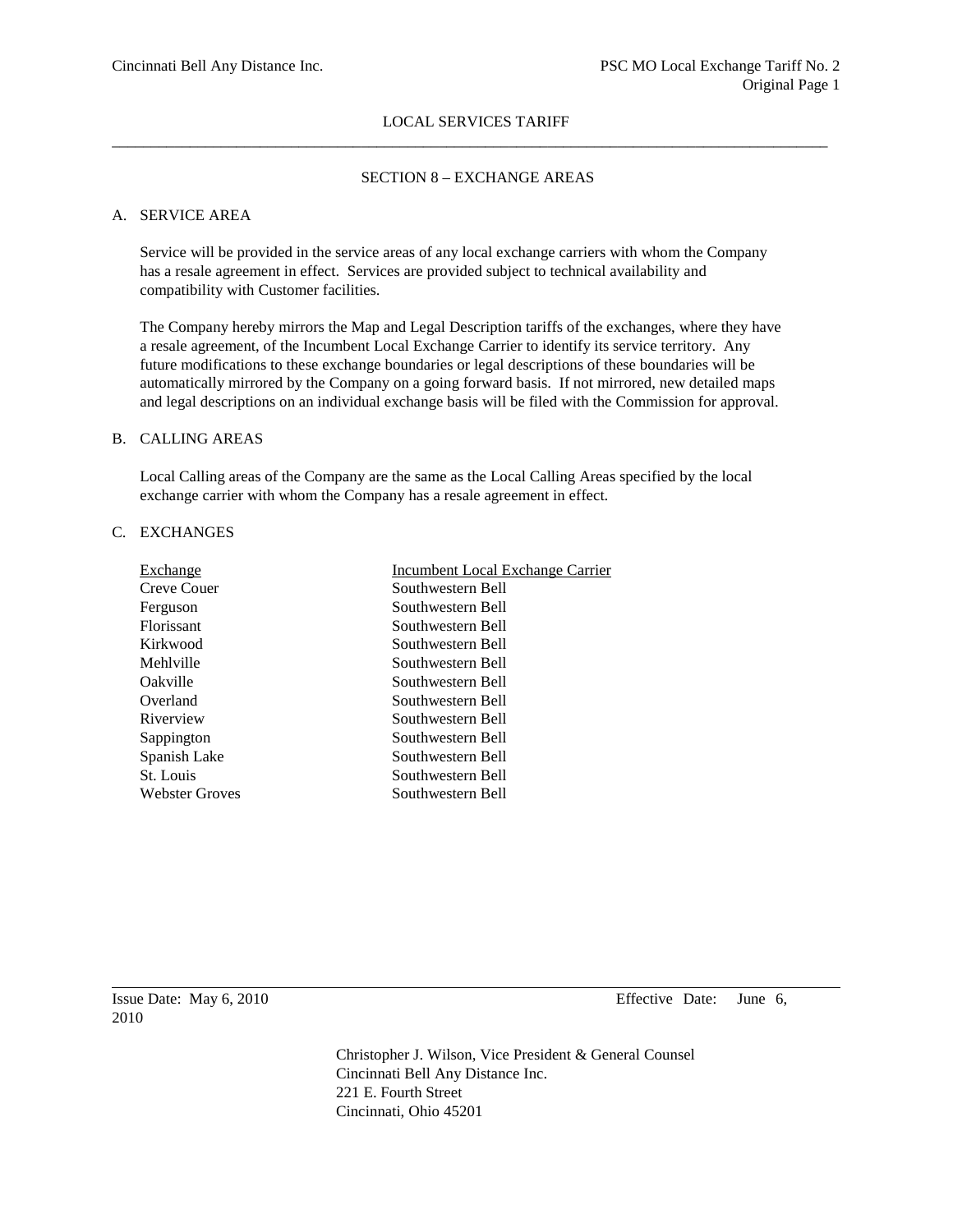## SECTION 8 – EXCHANGE AREAS

### A. SERVICE AREA

Service will be provided in the service areas of any local exchange carriers with whom the Company has a resale agreement in effect. Services are provided subject to technical availability and compatibility with Customer facilities.

The Company hereby mirrors the Map and Legal Description tariffs of the exchanges, where they have a resale agreement, of the Incumbent Local Exchange Carrier to identify its service territory. Any future modifications to these exchange boundaries or legal descriptions of these boundaries will be automatically mirrored by the Company on a going forward basis. If not mirrored, new detailed maps and legal descriptions on an individual exchange basis will be filed with the Commission for approval.

### B. CALLING AREAS

Local Calling areas of the Company are the same as the Local Calling Areas specified by the local exchange carrier with whom the Company has a resale agreement in effect.

### C. EXCHANGES

| Exchange | Incumbent Local Exchange Carrier |
|---|---|
| Creve Couer | Southwestern Bell |
| Ferguson | Southwestern Bell |
| Florissant | Southwestern Bell |
| Kirkwood | Southwestern Bell |
| Mehlville | Southwestern Bell |
| Oakville | Southwestern Bell |
| Overland | Southwestern Bell |
| Riverview | Southwestern Bell |
| Sappington | Southwestern Bell |
| Spanish Lake | Southwestern Bell |
| St. Louis | Southwestern Bell |
| Webster Groves | Southwestern Bell |

Issue Date: May 6, 2010 Effective Date: June 6, 2010

Christopher J. Wilson, Vice President & General Counsel
Cincinnati Bell Any Distance Inc.
221 E. Fourth Street
Cincinnati, Ohio 45201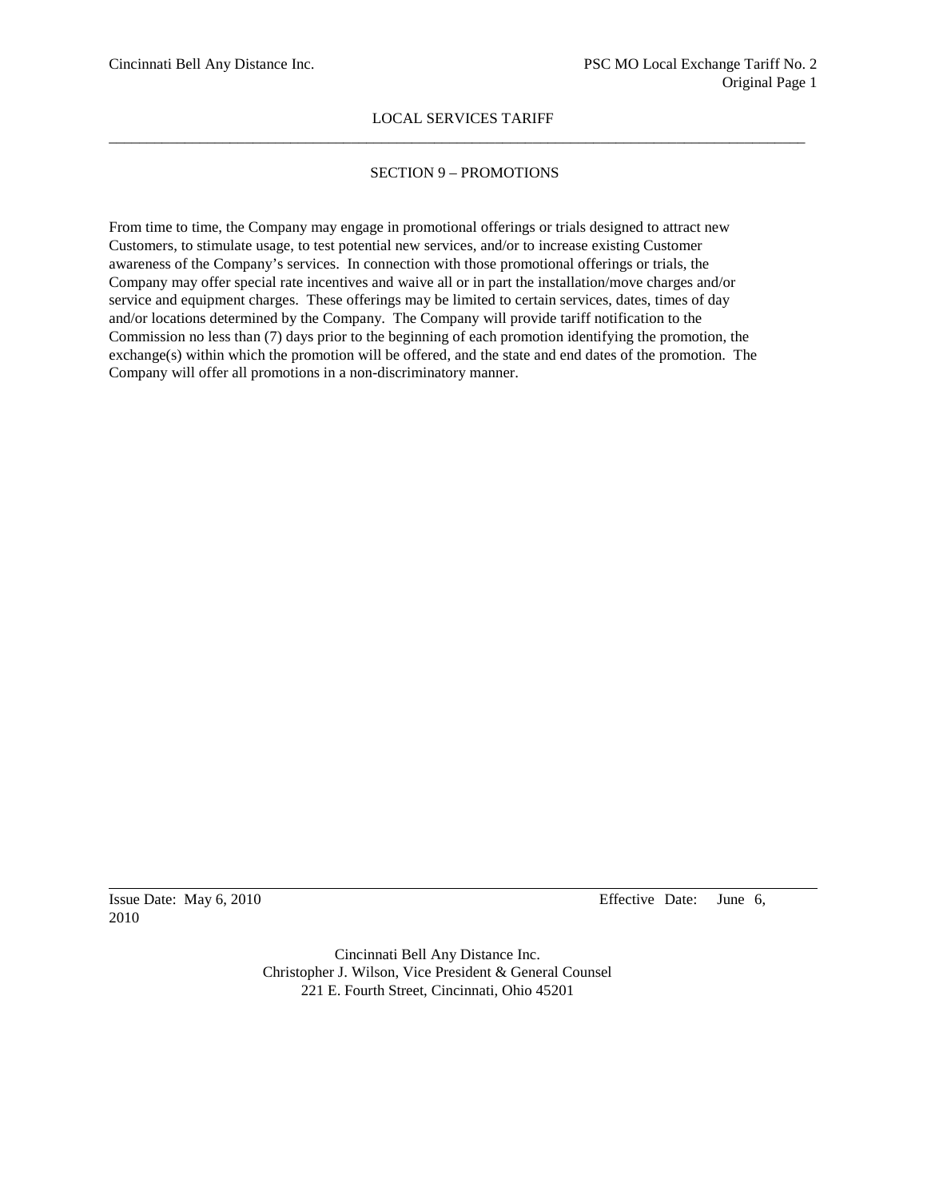## SECTION 9 – PROMOTIONS

From time to time, the Company may engage in promotional offerings or trials designed to attract new Customers, to stimulate usage, to test potential new services, and/or to increase existing Customer awareness of the Company's services. In connection with those promotional offerings or trials, the Company may offer special rate incentives and waive all or in part the installation/move charges and/or service and equipment charges. These offerings may be limited to certain services, dates, times of day and/or locations determined by the Company. The Company will provide tariff notification to the Commission no less than (7) days prior to the beginning of each promotion identifying the promotion, the exchange(s) within which the promotion will be offered, and the state and end dates of the promotion. The Company will offer all promotions in a non-discriminatory manner.